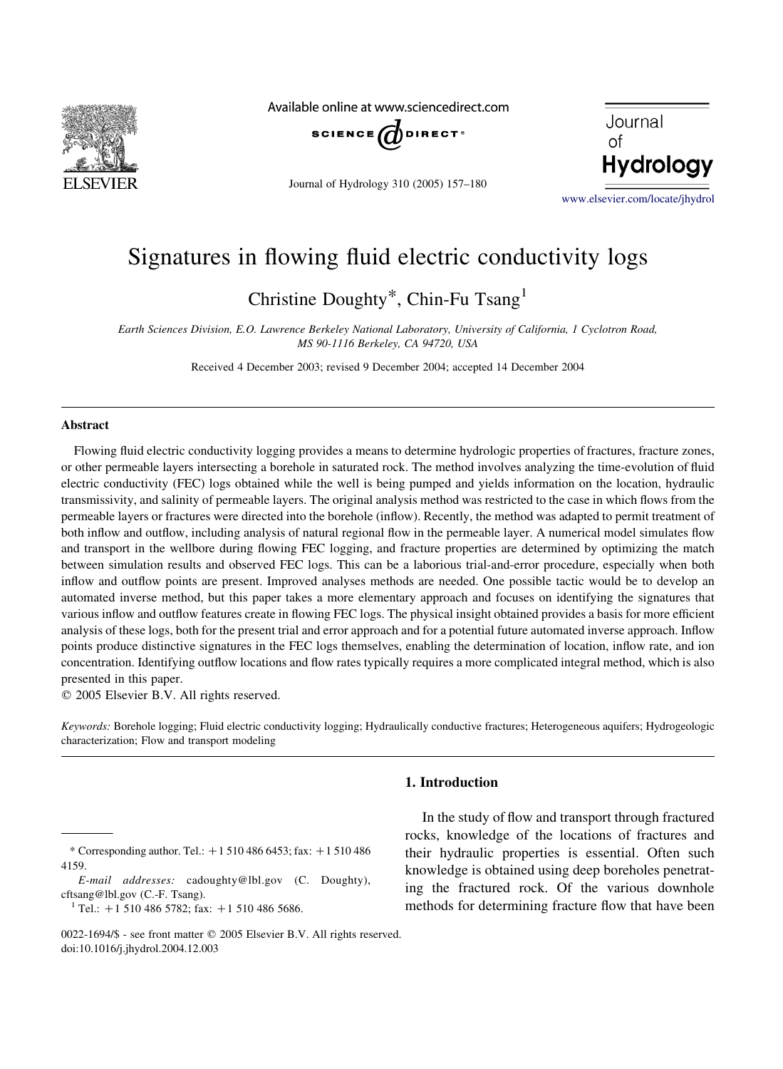# Signatures in flowing fluid electric conductivity logs

Christine Doughty*, Chin-Fu Tsang[1]

*Earth Sciences Division, E.O. Lawrence Berkeley National Laboratory, University of California, 1 Cyclotron Road, MS 90-1116 Berkeley, CA 94720, USA*

Received 4 December 2003; revised 9 December 2004; accepted 14 December 2004

## Abstract

Flowing fluid electric conductivity logging provides a means to determine hydrologic properties of fractures, fracture zones, or other permeable layers intersecting a borehole in saturated rock. The method involves analyzing the time-evolution of fluid electric conductivity (FEC) logs obtained while the well is being pumped and yields information on the location, hydraulic transmissivity, and salinity of permeable layers. The original analysis method was restricted to the case in which flows from the permeable layers or fractures were directed into the borehole (inflow). Recently, the method was adapted to permit treatment of both inflow and outflow, including analysis of natural regional flow in the permeable layer. A numerical model simulates flow and transport in the wellbore during flowing FEC logging, and fracture properties are determined by optimizing the match between simulation results and observed FEC logs. This can be a laborious trial-and-error procedure, especially when both inflow and outflow points are present. Improved analyses methods are needed. One possible tactic would be to develop an automated inverse method, but this paper takes a more elementary approach and focuses on identifying the signatures that various inflow and outflow features create in flowing FEC logs. The physical insight obtained provides a basis for more efficient analysis of these logs, both for the present trial and error approach and for a potential future automated inverse approach. Inflow points produce distinctive signatures in the FEC logs themselves, enabling the determination of location, inflow rate, and ion concentration. Identifying outflow locations and flow rates typically requires a more complicated integral method, which is also presented in this paper.

© 2005 Elsevier B.V. All rights reserved.

*Keywords:* Borehole logging; Fluid electric conductivity logging; Hydraulically conductive fractures; Heterogeneous aquifers; Hydrogeologic characterization; Flow and transport modeling

## 1. Introduction

In the study of flow and transport through fractured rocks, knowledge of the locations of fractures and their hydraulic properties is essential. Often such knowledge is obtained using deep boreholes penetrating the fractured rock. Of the various downhole methods for determining fracture flow that have been

---

* Corresponding author. Tel.: +1 510 486 6453; fax: +1 510 486 4159.

*E-mail addresses:* cadoughty@lbl.gov (C. Doughty), cftsang@lbl.gov (C.-F. Tsang).

[1] Tel.: +1 510 486 5782; fax: +1 510 486 5686.

0022-1694/$ - see front matter © 2005 Elsevier B.V. All rights reserved.
doi:10.1016/j.jhydrol.2004.12.003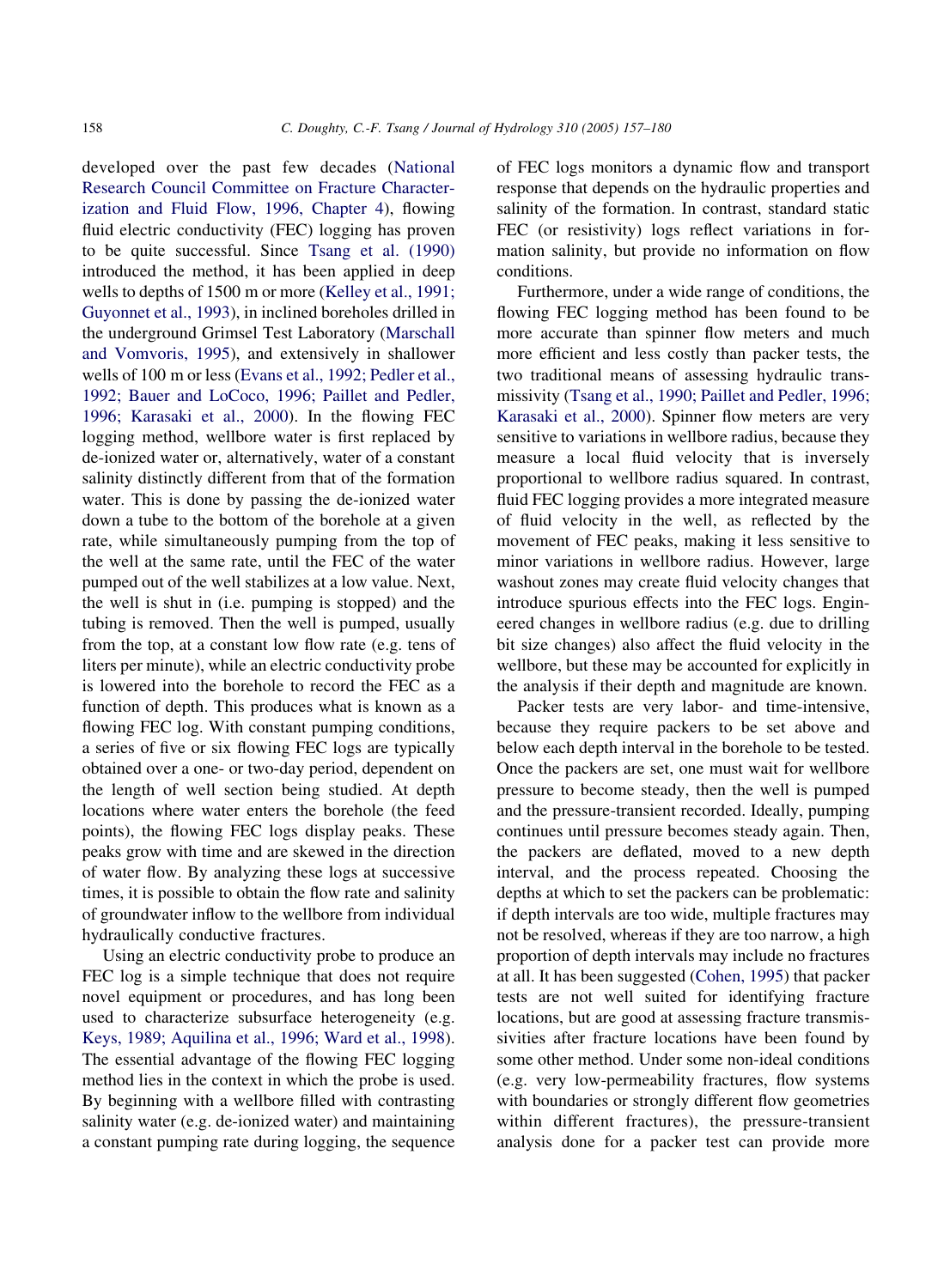developed over the past few decades (National Research Council Committee on Fracture Characterization and Fluid Flow, 1996, Chapter 4), flowing fluid electric conductivity (FEC) logging has proven to be quite successful. Since Tsang et al. (1990) introduced the method, it has been applied in deep wells to depths of 1500 m or more (Kelley et al., 1991; Guyonnet et al., 1993), in inclined boreholes drilled in the underground Grimsel Test Laboratory (Marschall and Vomvoris, 1995), and extensively in shallower wells of 100 m or less (Evans et al., 1992; Pedler et al., 1992; Bauer and LoCoco, 1996; Paillet and Pedler, 1996; Karasaki et al., 2000). In the flowing FEC logging method, wellbore water is first replaced by de-ionized water or, alternatively, water of a constant salinity distinctly different from that of the formation water. This is done by passing the de-ionized water down a tube to the bottom of the borehole at a given rate, while simultaneously pumping from the top of the well at the same rate, until the FEC of the water pumped out of the well stabilizes at a low value. Next, the well is shut in (i.e. pumping is stopped) and the tubing is removed. Then the well is pumped, usually from the top, at a constant low flow rate (e.g. tens of liters per minute), while an electric conductivity probe is lowered into the borehole to record the FEC as a function of depth. This produces what is known as a flowing FEC log. With constant pumping conditions, a series of five or six flowing FEC logs are typically obtained over a one- or two-day period, dependent on the length of well section being studied. At depth locations where water enters the borehole (the feed points), the flowing FEC logs display peaks. These peaks grow with time and are skewed in the direction of water flow. By analyzing these logs at successive times, it is possible to obtain the flow rate and salinity of groundwater inflow to the wellbore from individual hydraulically conductive fractures.

Using an electric conductivity probe to produce an FEC log is a simple technique that does not require novel equipment or procedures, and has long been used to characterize subsurface heterogeneity (e.g. Keys, 1989; Aquilina et al., 1996; Ward et al., 1998). The essential advantage of the flowing FEC logging method lies in the context in which the probe is used. By beginning with a wellbore filled with contrasting salinity water (e.g. de-ionized water) and maintaining a constant pumping rate during logging, the sequence of FEC logs monitors a dynamic flow and transport response that depends on the hydraulic properties and salinity of the formation. In contrast, standard static FEC (or resistivity) logs reflect variations in formation salinity, but provide no information on flow conditions.

Furthermore, under a wide range of conditions, the flowing FEC logging method has been found to be more accurate than spinner flow meters and much more efficient and less costly than packer tests, the two traditional means of assessing hydraulic transmissivity (Tsang et al., 1990; Paillet and Pedler, 1996; Karasaki et al., 2000). Spinner flow meters are very sensitive to variations in wellbore radius, because they measure a local fluid velocity that is inversely proportional to wellbore radius squared. In contrast, fluid FEC logging provides a more integrated measure of fluid velocity in the well, as reflected by the movement of FEC peaks, making it less sensitive to minor variations in wellbore radius. However, large washout zones may create fluid velocity changes that introduce spurious effects into the FEC logs. Engineered changes in wellbore radius (e.g. due to drilling bit size changes) also affect the fluid velocity in the wellbore, but these may be accounted for explicitly in the analysis if their depth and magnitude are known.

Packer tests are very labor- and time-intensive, because they require packers to be set above and below each depth interval in the borehole to be tested. Once the packers are set, one must wait for wellbore pressure to become steady, then the well is pumped and the pressure-transient recorded. Ideally, pumping continues until pressure becomes steady again. Then, the packers are deflated, moved to a new depth interval, and the process repeated. Choosing the depths at which to set the packers can be problematic: if depth intervals are too wide, multiple fractures may not be resolved, whereas if they are too narrow, a high proportion of depth intervals may include no fractures at all. It has been suggested (Cohen, 1995) that packer tests are not well suited for identifying fracture locations, but are good at assessing fracture transmissivities after fracture locations have been found by some other method. Under some non-ideal conditions (e.g. very low-permeability fractures, flow systems with boundaries or strongly different flow geometries within different fractures), the pressure-transient analysis done for a packer test can provide more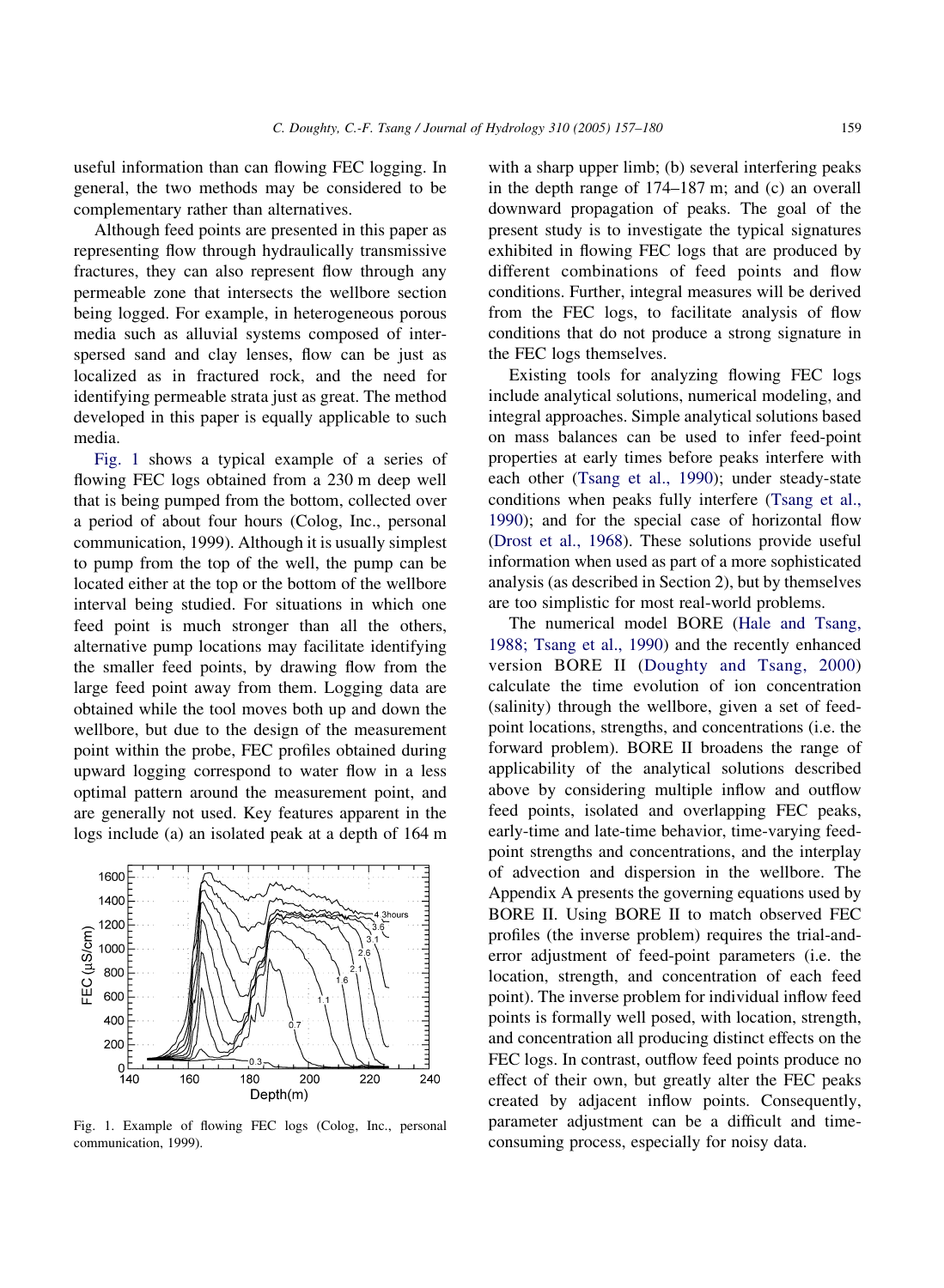useful information than can flowing FEC logging. In general, the two methods may be considered to be complementary rather than alternatives.

Although feed points are presented in this paper as representing flow through hydraulically transmissive fractures, they can also represent flow through any permeable zone that intersects the wellbore section being logged. For example, in heterogeneous porous media such as alluvial systems composed of interspersed sand and clay lenses, flow can be just as localized as in fractured rock, and the need for identifying permeable strata just as great. The method developed in this paper is equally applicable to such media.

Fig. 1 shows a typical example of a series of flowing FEC logs obtained from a 230 m deep well that is being pumped from the bottom, collected over a period of about four hours (Colog, Inc., personal communication, 1999). Although it is usually simplest to pump from the top of the well, the pump can be located either at the top or the bottom of the wellbore interval being studied. For situations in which one feed point is much stronger than all the others, alternative pump locations may facilitate identifying the smaller feed points, by drawing flow from the large feed point away from them. Logging data are obtained while the tool moves both up and down the wellbore, but due to the design of the measurement point within the probe, FEC profiles obtained during upward logging correspond to water flow in a less optimal pattern around the measurement point, and are generally not used. Key features apparent in the logs include (a) an isolated peak at a depth of 164 m with a sharp upper limb; (b) several interfering peaks in the depth range of 174–187 m; and (c) an overall downward propagation of peaks. The goal of the present study is to investigate the typical signatures exhibited in flowing FEC logs that are produced by different combinations of feed points and flow conditions. Further, integral measures will be derived from the FEC logs, to facilitate analysis of flow conditions that do not produce a strong signature in the FEC logs themselves.

Fig. 1. Example of flowing FEC logs (Colog, Inc., personal communication, 1999).

Existing tools for analyzing flowing FEC logs include analytical solutions, numerical modeling, and integral approaches. Simple analytical solutions based on mass balances can be used to infer feed-point properties at early times before peaks interfere with each other (Tsang et al., 1990); under steady-state conditions when peaks fully interfere (Tsang et al., 1990); and for the special case of horizontal flow (Drost et al., 1968). These solutions provide useful information when used as part of a more sophisticated analysis (as described in Section 2), but by themselves are too simplistic for most real-world problems.

The numerical model BORE (Hale and Tsang, 1988; Tsang et al., 1990) and the recently enhanced version BORE II (Doughty and Tsang, 2000) calculate the time evolution of ion concentration (salinity) through the wellbore, given a set of feed-point locations, strengths, and concentrations (i.e. the forward problem). BORE II broadens the range of applicability of the analytical solutions described above by considering multiple inflow and outflow feed points, isolated and overlapping FEC peaks, early-time and late-time behavior, time-varying feed-point strengths and concentrations, and the interplay of advection and dispersion in the wellbore. The Appendix A presents the governing equations used by BORE II. Using BORE II to match observed FEC profiles (the inverse problem) requires the trial-and-error adjustment of feed-point parameters (i.e. the location, strength, and concentration of each feed point). The inverse problem for individual inflow feed points is formally well posed, with location, strength, and concentration all producing distinct effects on the FEC logs. In contrast, outflow feed points produce no effect of their own, but greatly alter the FEC peaks created by adjacent inflow points. Consequently, parameter adjustment can be a difficult and time-consuming process, especially for noisy data.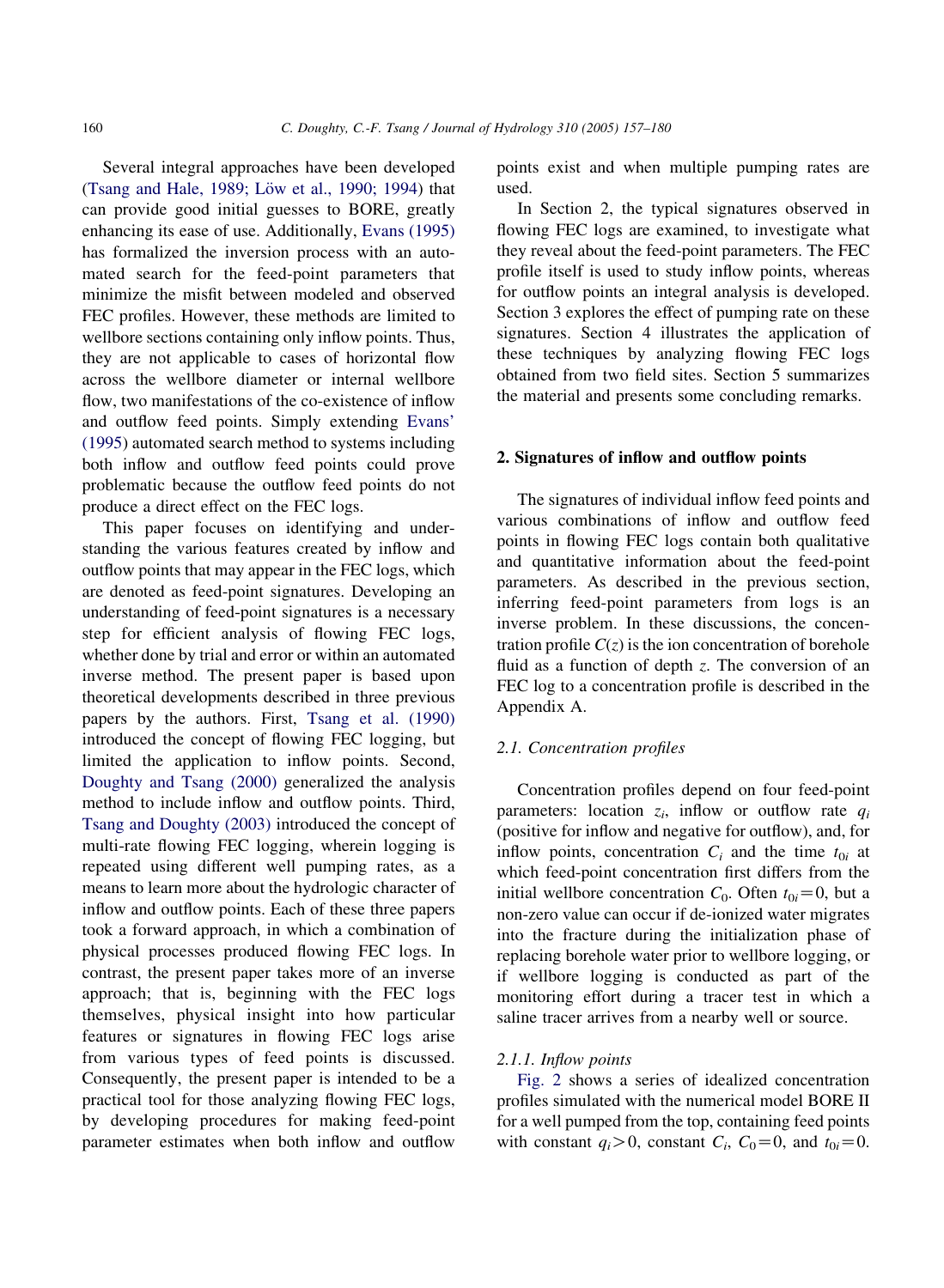Several integral approaches have been developed (Tsang and Hale, 1989; Löw et al., 1990; 1994) that can provide good initial guesses to BORE, greatly enhancing its ease of use. Additionally, Evans (1995) has formalized the inversion process with an automated search for the feed-point parameters that minimize the misfit between modeled and observed FEC profiles. However, these methods are limited to wellbore sections containing only inflow points. Thus, they are not applicable to cases of horizontal flow across the wellbore diameter or internal wellbore flow, two manifestations of the co-existence of inflow and outflow feed points. Simply extending Evans' (1995) automated search method to systems including both inflow and outflow feed points could prove problematic because the outflow feed points do not produce a direct effect on the FEC logs.

This paper focuses on identifying and understanding the various features created by inflow and outflow points that may appear in the FEC logs, which are denoted as feed-point signatures. Developing an understanding of feed-point signatures is a necessary step for efficient analysis of flowing FEC logs, whether done by trial and error or within an automated inverse method. The present paper is based upon theoretical developments described in three previous papers by the authors. First, Tsang et al. (1990) introduced the concept of flowing FEC logging, but limited the application to inflow points. Second, Doughty and Tsang (2000) generalized the analysis method to include inflow and outflow points. Third, Tsang and Doughty (2003) introduced the concept of multi-rate flowing FEC logging, wherein logging is repeated using different well pumping rates, as a means to learn more about the hydrologic character of inflow and outflow points. Each of these three papers took a forward approach, in which a combination of physical processes produced flowing FEC logs. In contrast, the present paper takes more of an inverse approach; that is, beginning with the FEC logs themselves, physical insight into how particular features or signatures in flowing FEC logs arise from various types of feed points is discussed. Consequently, the present paper is intended to be a practical tool for those analyzing flowing FEC logs, by developing procedures for making feed-point parameter estimates when both inflow and outflow points exist and when multiple pumping rates are used.

In Section 2, the typical signatures observed in flowing FEC logs are examined, to investigate what they reveal about the feed-point parameters. The FEC profile itself is used to study inflow points, whereas for outflow points an integral analysis is developed. Section 3 explores the effect of pumping rate on these signatures. Section 4 illustrates the application of these techniques by analyzing flowing FEC logs obtained from two field sites. Section 5 summarizes the material and presents some concluding remarks.

## 2. Signatures of inflow and outflow points

The signatures of individual inflow feed points and various combinations of inflow and outflow feed points in flowing FEC logs contain both qualitative and quantitative information about the feed-point parameters. As described in the previous section, inferring feed-point parameters from logs is an inverse problem. In these discussions, the concentration profile $C(z)$ is the ion concentration of borehole fluid as a function of depth $z$. The conversion of an FEC log to a concentration profile is described in the Appendix A.

### 2.1. Concentration profiles

Concentration profiles depend on four feed-point parameters: location $z_i$, inflow or outflow rate $q_i$ (positive for inflow and negative for outflow), and, for inflow points, concentration $C_i$ and the time $t_{0i}$ at which feed-point concentration first differs from the initial wellbore concentration $C_0$. Often $t_{0i}=0$, but a non-zero value can occur if de-ionized water migrates into the fracture during the initialization phase of replacing borehole water prior to wellbore logging, or if wellbore logging is conducted as part of the monitoring effort during a tracer test in which a saline tracer arrives from a nearby well or source.

#### 2.1.1. Inflow points

Fig. 2 shows a series of idealized concentration profiles simulated with the numerical model BORE II for a well pumped from the top, containing feed points with constant $q_i>0$, constant $C_i$, $C_0=0$, and $t_{0i}=0$.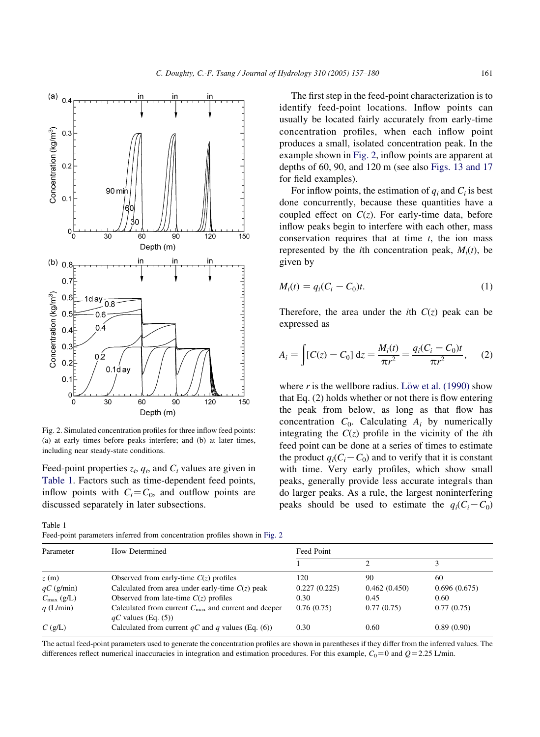Fig. 2. Simulated concentration profiles for three inflow feed points: (a) at early times before peaks interfere; and (b) at later times, including near steady-state conditions.

Feed-point properties $z_i$, $q_i$, and $C_i$ values are given in Table 1. Factors such as time-dependent feed points, inflow points with $C_i = C_0$, and outflow points are discussed separately in later subsections.

The first step in the feed-point characterization is to identify feed-point locations. Inflow points can usually be located fairly accurately from early-time concentration profiles, when each inflow point produces a small, isolated concentration peak. In the example shown in Fig. 2, inflow points are apparent at depths of 60, 90, and 120 m (see also Figs. 13 and 17 for field examples).

For inflow points, the estimation of $q_i$ and $C_i$ is best done concurrently, because these quantities have a coupled effect on $C(z)$. For early-time data, before inflow peaks begin to interfere with each other, mass conservation requires that at time $t$, the ion mass represented by the $i$th concentration peak, $M_i(t)$, be given by

$$M_i(t) = q_i(C_i - C_0)t. \tag{1}$$

Therefore, the area under the $i$th $C(z)$ peak can be expressed as

$$A_i = \int [C(z) - C_0]\,\mathrm{d}z = \frac{M_i(t)}{\pi r^2} = \frac{q_i(C_i - C_0)t}{\pi r^2}, \tag{2}$$

where $r$ is the wellbore radius. Löw et al. (1990) show that Eq. (2) holds whether or not there is flow entering the peak from below, as long as that flow has concentration $C_0$. Calculating $A_i$ by numerically integrating the $C(z)$ profile in the vicinity of the $i$th feed point can be done at a series of times to estimate the product $q_i(C_i - C_0)$ and to verify that it is constant with time. Very early profiles, which show small peaks, generally provide less accurate integrals than do larger peaks. As a rule, the largest noninterfering peaks should be used to estimate the $q_i(C_i - C_0)$

Table 1
Feed-point parameters inferred from concentration profiles shown in Fig. 2

| Parameter | How Determined | Feed Point | | |
|---|---|---|---|---|
| | | 1 | 2 | 3 |
| $z$ (m) | Observed from early-time $C(z)$ profiles | 120 | 90 | 60 |
| $qC$ (g/min) | Calculated from area under early-time $C(z)$ peak | 0.227 (0.225) | 0.462 (0.450) | 0.696 (0.675) |
| $C_{\max}$ (g/L) | Observed from late-time $C(z)$ profiles | 0.30 | 0.45 | 0.60 |
| $q$ (L/min) | Calculated from current $C_{\max}$ and current and deeper $qC$ values (Eq. (5)) | 0.76 (0.75) | 0.77 (0.75) | 0.77 (0.75) |
| $C$ (g/L) | Calculated from current $qC$ and $q$ values (Eq. (6)) | 0.30 | 0.60 | 0.89 (0.90) |

The actual feed-point parameters used to generate the concentration profiles are shown in parentheses if they differ from the inferred values. The differences reflect numerical inaccuracies in integration and estimation procedures. For this example, $C_0 = 0$ and $Q = 2.25$ L/min.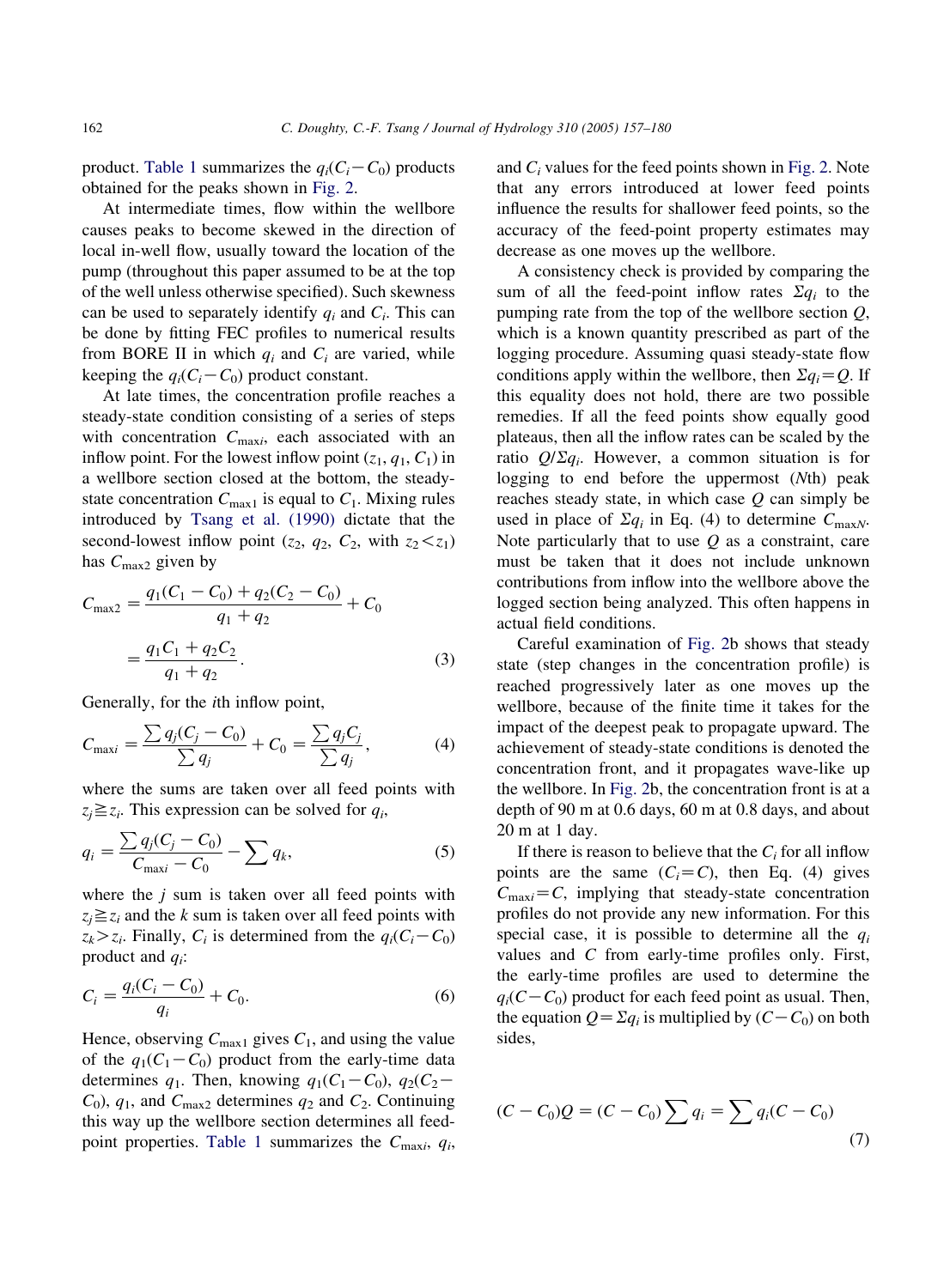product. Table 1 summarizes the $q_i(C_i-C_0)$ products obtained for the peaks shown in Fig. 2.

At intermediate times, flow within the wellbore causes peaks to become skewed in the direction of local in-well flow, usually toward the location of the pump (throughout this paper assumed to be at the top of the well unless otherwise specified). Such skewness can be used to separately identify $q_i$ and $C_i$. This can be done by fitting FEC profiles to numerical results from BORE II in which $q_i$ and $C_i$ are varied, while keeping the $q_i(C_i-C_0)$ product constant.

At late times, the concentration profile reaches a steady-state condition consisting of a series of steps with concentration $C_{\max i}$, each associated with an inflow point. For the lowest inflow point ($z_1$, $q_1$, $C_1$) in a wellbore section closed at the bottom, the steady-state concentration $C_{\max 1}$ is equal to $C_1$. Mixing rules introduced by Tsang et al. (1990) dictate that the second-lowest inflow point ($z_2$, $q_2$, $C_2$, with $z_2<z_1$) has $C_{\max 2}$ given by

$$C_{\max 2} = \frac{q_1(C_1-C_0)+q_2(C_2-C_0)}{q_1+q_2}+C_0 = \frac{q_1C_1+q_2C_2}{q_1+q_2}. \tag{3}$$

Generally, for the $i$th inflow point,

$$C_{\max i} = \frac{\sum q_j(C_j-C_0)}{\sum q_j}+C_0 = \frac{\sum q_jC_j}{\sum q_j}, \tag{4}$$

where the sums are taken over all feed points with $z_j \geqq z_i$. This expression can be solved for $q_i$,

$$q_i = \frac{\sum q_j(C_j-C_0)}{C_{\max i}-C_0} - \sum q_k, \tag{5}$$

where the $j$ sum is taken over all feed points with $z_j \geqq z_i$ and the $k$ sum is taken over all feed points with $z_k > z_i$. Finally, $C_i$ is determined from the $q_i(C_i-C_0)$ product and $q_i$:

$$C_i = \frac{q_i(C_i-C_0)}{q_i}+C_0. \tag{6}$$

Hence, observing $C_{\max 1}$ gives $C_1$, and using the value of the $q_1(C_1-C_0)$ product from the early-time data determines $q_1$. Then, knowing $q_1(C_1-C_0)$, $q_2(C_2-C_0)$, $q_1$, and $C_{\max 2}$ determines $q_2$ and $C_2$. Continuing this way up the wellbore section determines all feed-point properties. Table 1 summarizes the $C_{\max i}$, $q_i$, and $C_i$ values for the feed points shown in Fig. 2. Note that any errors introduced at lower feed points influence the results for shallower feed points, so the accuracy of the feed-point property estimates may decrease as one moves up the wellbore.

A consistency check is provided by comparing the sum of all the feed-point inflow rates $\Sigma q_i$ to the pumping rate from the top of the wellbore section $Q$, which is a known quantity prescribed as part of the logging procedure. Assuming quasi steady-state flow conditions apply within the wellbore, then $\Sigma q_i = Q$. If this equality does not hold, there are two possible remedies. If all the feed points show equally good plateaus, then all the inflow rates can be scaled by the ratio $Q/\Sigma q_i$. However, a common situation is for logging to end before the uppermost ($N$th) peak reaches steady state, in which case $Q$ can simply be used in place of $\Sigma q_i$ in Eq. (4) to determine $C_{\max N}$. Note particularly that to use $Q$ as a constraint, care must be taken that it does not include unknown contributions from inflow into the wellbore above the logged section being analyzed. This often happens in actual field conditions.

Careful examination of Fig. 2b shows that steady state (step changes in the concentration profile) is reached progressively later as one moves up the wellbore, because of the finite time it takes for the impact of the deepest peak to propagate upward. The achievement of steady-state conditions is denoted the concentration front, and it propagates wave-like up the wellbore. In Fig. 2b, the concentration front is at a depth of 90 m at 0.6 days, 60 m at 0.8 days, and about 20 m at 1 day.

If there is reason to believe that the $C_i$ for all inflow points are the same ($C_i = C$), then Eq. (4) gives $C_{\max i} = C$, implying that steady-state concentration profiles do not provide any new information. For this special case, it is possible to determine all the $q_i$ values and $C$ from early-time profiles only. First, the early-time profiles are used to determine the $q_i(C-C_0)$ product for each feed point as usual. Then, the equation $Q = \Sigma q_i$ is multiplied by $(C-C_0)$ on both sides,

$$(C-C_0)Q = (C-C_0)\sum q_i = \sum q_i(C-C_0) \tag{7}$$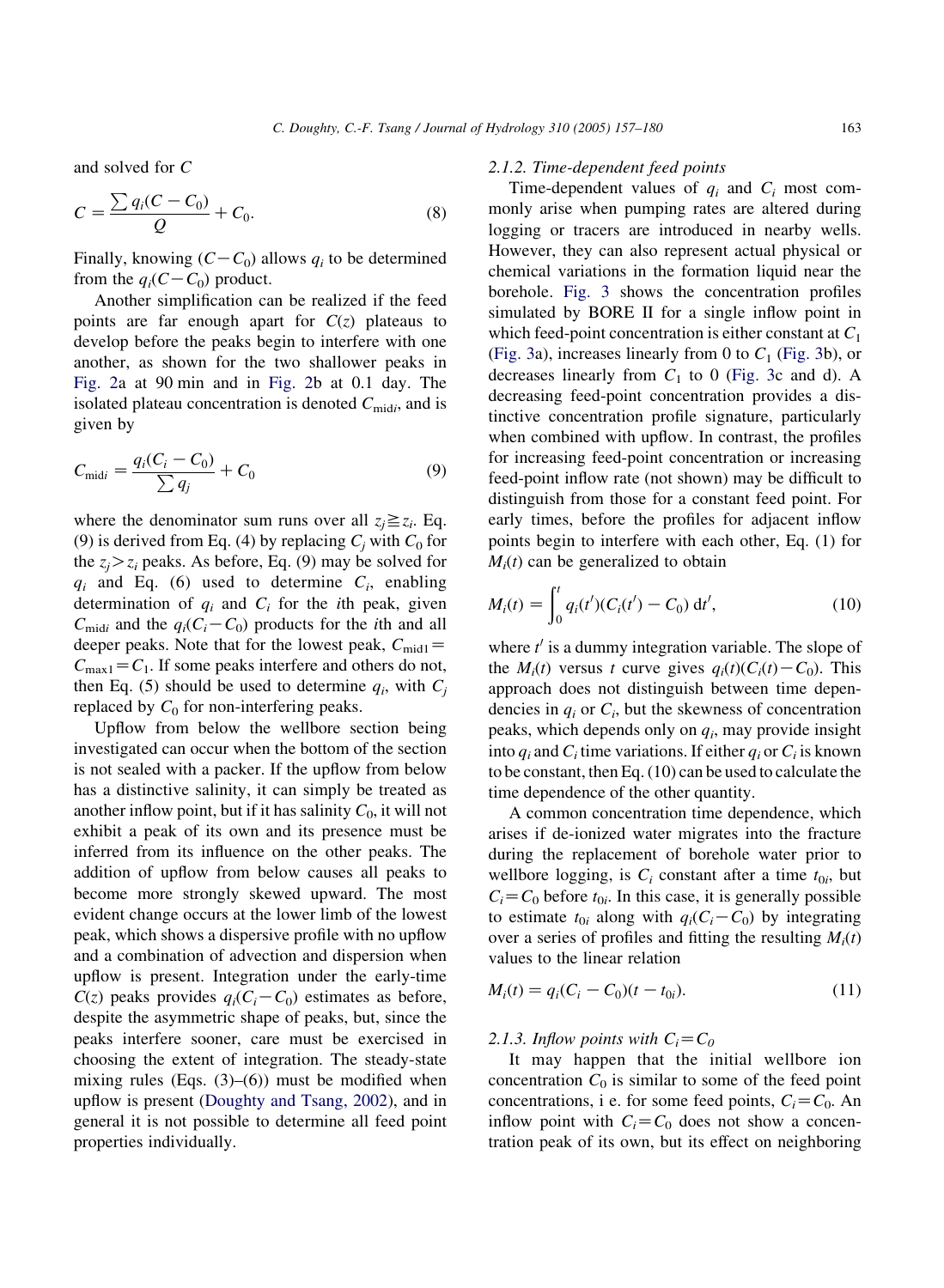and solved for $C$

$$C = \frac{\sum q_i(C - C_0)}{Q} + C_0. \tag{8}$$

Finally, knowing $(C - C_0)$ allows $q_i$ to be determined from the $q_i(C - C_0)$ product.

Another simplification can be realized if the feed points are far enough apart for $C(z)$ plateaus to develop before the peaks begin to interfere with one another, as shown for the two shallower peaks in Fig. 2a at 90 min and in Fig. 2b at 0.1 day. The isolated plateau concentration is denoted $C_{\mathrm{mid}i}$, and is given by

$$C_{\mathrm{mid}i} = \frac{q_i(C_i - C_0)}{\sum q_j} + C_0 \tag{9}$$

where the denominator sum runs over all $z_j \geqq z_i$. Eq. (9) is derived from Eq. (4) by replacing $C_j$ with $C_0$ for the $z_j > z_i$ peaks. As before, Eq. (9) may be solved for $q_i$ and Eq. (6) used to determine $C_i$, enabling determination of $q_i$ and $C_i$ for the $i$th peak, given $C_{\mathrm{mid}i}$ and the $q_i(C_i - C_0)$ products for the $i$th and all deeper peaks. Note that for the lowest peak, $C_{\mathrm{mid}1} = C_{\mathrm{max}1} = C_1$. If some peaks interfere and others do not, then Eq. (5) should be used to determine $q_i$, with $C_j$ replaced by $C_0$ for non-interfering peaks.

Upflow from below the wellbore section being investigated can occur when the bottom of the section is not sealed with a packer. If the upflow from below has a distinctive salinity, it can simply be treated as another inflow point, but if it has salinity $C_0$, it will not exhibit a peak of its own and its presence must be inferred from its influence on the other peaks. The addition of upflow from below causes all peaks to become more strongly skewed upward. The most evident change occurs at the lower limb of the lowest peak, which shows a dispersive profile with no upflow and a combination of advection and dispersion when upflow is present. Integration under the early-time $C(z)$ peaks provides $q_i(C_i - C_0)$ estimates as before, despite the asymmetric shape of peaks, but, since the peaks interfere sooner, care must be exercised in choosing the extent of integration. The steady-state mixing rules (Eqs. (3)–(6)) must be modified when upflow is present (Doughty and Tsang, 2002), and in general it is not possible to determine all feed point properties individually.

### 2.1.2. Time-dependent feed points

Time-dependent values of $q_i$ and $C_i$ most commonly arise when pumping rates are altered during logging or tracers are introduced in nearby wells. However, they can also represent actual physical or chemical variations in the formation liquid near the borehole. Fig. 3 shows the concentration profiles simulated by BORE II for a single inflow point in which feed-point concentration is either constant at $C_1$ (Fig. 3a), increases linearly from 0 to $C_1$ (Fig. 3b), or decreases linearly from $C_1$ to 0 (Fig. 3c and d). A decreasing feed-point concentration provides a distinctive concentration profile signature, particularly when combined with upflow. In contrast, the profiles for increasing feed-point concentration or increasing feed-point inflow rate (not shown) may be difficult to distinguish from those for a constant feed point. For early times, before the profiles for adjacent inflow points begin to interfere with each other, Eq. (1) for $M_i(t)$ can be generalized to obtain

$$M_i(t) = \int_0^t q_i(t')(C_i(t') - C_0)\,\mathrm{d}t', \tag{10}$$

where $t'$ is a dummy integration variable. The slope of the $M_i(t)$ versus $t$ curve gives $q_i(t)(C_i(t) - C_0)$. This approach does not distinguish between time dependencies in $q_i$ or $C_i$, but the skewness of concentration peaks, which depends only on $q_i$, may provide insight into $q_i$ and $C_i$ time variations. If either $q_i$ or $C_i$ is known to be constant, then Eq. (10) can be used to calculate the time dependence of the other quantity.

A common concentration time dependence, which arises if de-ionized water migrates into the fracture during the replacement of borehole water prior to wellbore logging, is $C_i$ constant after a time $t_{0i}$, but $C_i = C_0$ before $t_{0i}$. In this case, it is generally possible to estimate $t_{0i}$ along with $q_i(C_i - C_0)$ by integrating over a series of profiles and fitting the resulting $M_i(t)$ values to the linear relation

$$M_i(t) = q_i(C_i - C_0)(t - t_{0i}). \tag{11}$$

### 2.1.3. Inflow points with $C_i = C_0$

It may happen that the initial wellbore ion concentration $C_0$ is similar to some of the feed point concentrations, i e. for some feed points, $C_i = C_0$. An inflow point with $C_i = C_0$ does not show a concentration peak of its own, but its effect on neighboring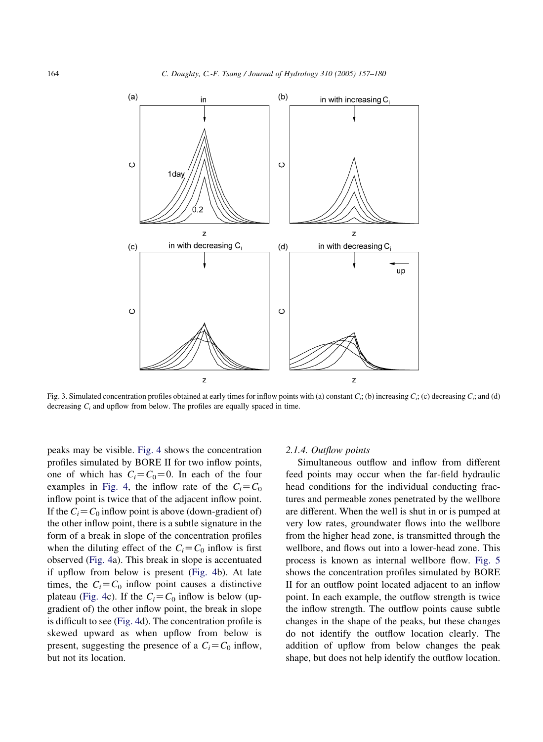Fig. 3. Simulated concentration profiles obtained at early times for inflow points with (a) constant $C_i$; (b) increasing $C_i$; (c) decreasing $C_i$; and (d) decreasing $C_i$ and upflow from below. The profiles are equally spaced in time.

peaks may be visible. Fig. 4 shows the concentration profiles simulated by BORE II for two inflow points, one of which has $C_i = C_0 = 0$. In each of the four examples in Fig. 4, the inflow rate of the $C_i = C_0$ inflow point is twice that of the adjacent inflow point. If the $C_i = C_0$ inflow point is above (down-gradient of) the other inflow point, there is a subtle signature in the form of a break in slope of the concentration profiles when the diluting effect of the $C_i = C_0$ inflow is first observed (Fig. 4a). This break in slope is accentuated if upflow from below is present (Fig. 4b). At late times, the $C_i = C_0$ inflow point causes a distinctive plateau (Fig. 4c). If the $C_i = C_0$ inflow is below (up-gradient of) the other inflow point, the break in slope is difficult to see (Fig. 4d). The concentration profile is skewed upward as when upflow from below is present, suggesting the presence of a $C_i = C_0$ inflow, but not its location.

#### 2.1.4. Outflow points

Simultaneous outflow and inflow from different feed points may occur when the far-field hydraulic head conditions for the individual conducting fractures and permeable zones penetrated by the wellbore are different. When the well is shut in or is pumped at very low rates, groundwater flows into the wellbore from the higher head zone, is transmitted through the wellbore, and flows out into a lower-head zone. This process is known as internal wellbore flow. Fig. 5 shows the concentration profiles simulated by BORE II for an outflow point located adjacent to an inflow point. In each example, the outflow strength is twice the inflow strength. The outflow points cause subtle changes in the shape of the peaks, but these changes do not identify the outflow location clearly. The addition of upflow from below changes the peak shape, but does not help identify the outflow location.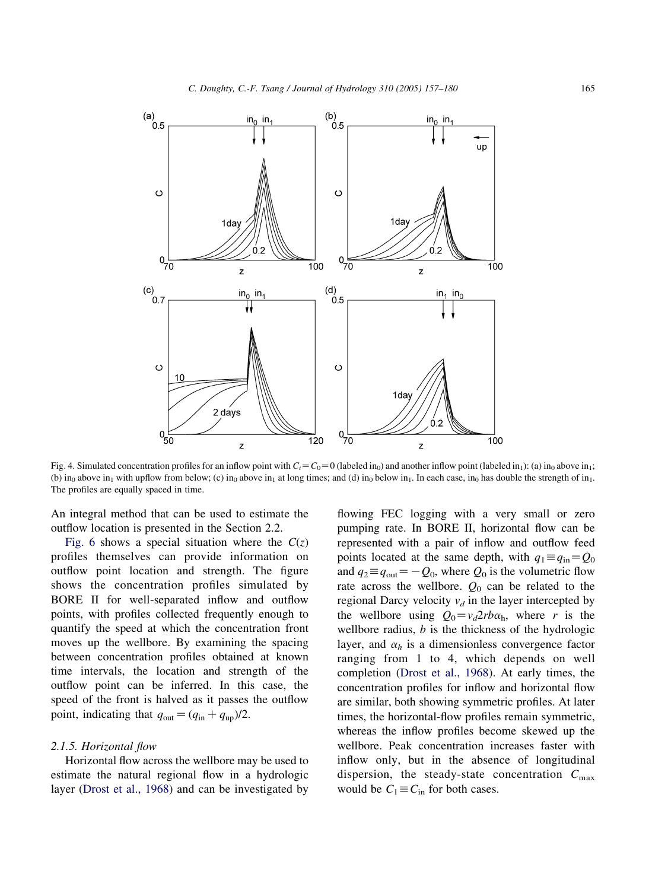Fig. 4. Simulated concentration profiles for an inflow point with $C_i = C_0 = 0$ (labeled in$_0$) and another inflow point (labeled in$_1$): (a) in$_0$ above in$_1$; (b) in$_0$ above in$_1$ with upflow from below; (c) in$_0$ above in$_1$ at long times; and (d) in$_0$ below in$_1$. In each case, in$_0$ has double the strength of in$_1$. The profiles are equally spaced in time.

An integral method that can be used to estimate the outflow location is presented in the Section 2.2.

Fig. 6 shows a special situation where the $C(z)$ profiles themselves can provide information on outflow point location and strength. The figure shows the concentration profiles simulated by BORE II for well-separated inflow and outflow points, with profiles collected frequently enough to quantify the speed at which the concentration front moves up the wellbore. By examining the spacing between concentration profiles obtained at known time intervals, the location and strength of the outflow point can be inferred. In this case, the speed of the front is halved as it passes the outflow point, indicating that $q_{out} = (q_{in} + q_{up})/2$.

### 2.1.5. Horizontal flow

Horizontal flow across the wellbore may be used to estimate the natural regional flow in a hydrologic layer (Drost et al., 1968) and can be investigated by flowing FEC logging with a very small or zero pumping rate. In BORE II, horizontal flow can be represented with a pair of inflow and outflow feed points located at the same depth, with $q_1 \equiv q_{in} = Q_0$ and $q_2 \equiv q_{out} = -Q_0$, where $Q_0$ is the volumetric flow rate across the wellbore. $Q_0$ can be related to the regional Darcy velocity $v_d$ in the layer intercepted by the wellbore using $Q_0 = v_d 2rb\alpha_h$, where $r$ is the wellbore radius, $b$ is the thickness of the hydrologic layer, and $\alpha_h$ is a dimensionless convergence factor ranging from 1 to 4, which depends on well completion (Drost et al., 1968). At early times, the concentration profiles for inflow and horizontal flow are similar, both showing symmetric profiles. At later times, the horizontal-flow profiles remain symmetric, whereas the inflow profiles become skewed up the wellbore. Peak concentration increases faster with inflow only, but in the absence of longitudinal dispersion, the steady-state concentration $C_{max}$ would be $C_1 \equiv C_{in}$ for both cases.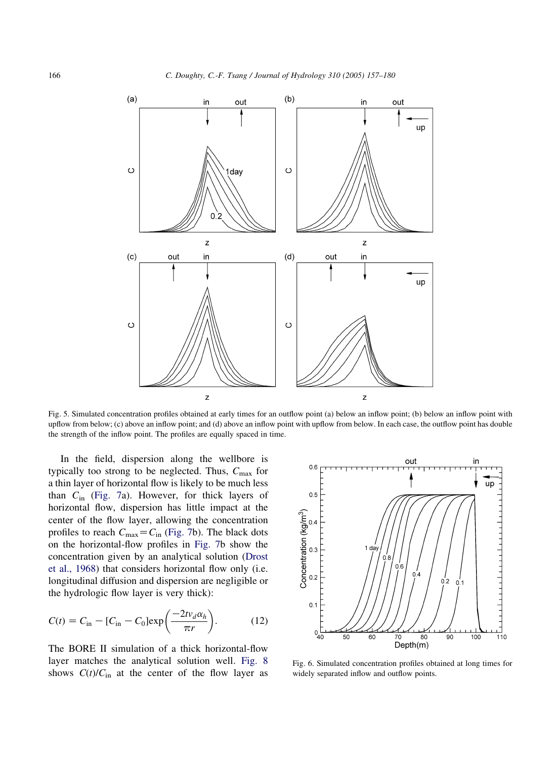Fig. 5. Simulated concentration profiles obtained at early times for an outflow point (a) below an inflow point; (b) below an inflow point with upflow from below; (c) above an inflow point; and (d) above an inflow point with upflow from below. In each case, the outflow point has double the strength of the inflow point. The profiles are equally spaced in time.

In the field, dispersion along the wellbore is typically too strong to be neglected. Thus, $C_{\max}$ for a thin layer of horizontal flow is likely to be much less than $C_{\text{in}}$ (Fig. 7a). However, for thick layers of horizontal flow, dispersion has little impact at the center of the flow layer, allowing the concentration profiles to reach $C_{\max}=C_{\text{in}}$ (Fig. 7b). The black dots on the horizontal-flow profiles in Fig. 7b show the concentration given by an analytical solution (Drost et al., 1968) that considers horizontal flow only (i.e. longitudinal diffusion and dispersion are negligible or the hydrologic flow layer is very thick):

$$C(t) = C_{\text{in}} - [C_{\text{in}} - C_0]\exp\left(\frac{-2tv_d\alpha_h}{\pi r}\right). \tag{12}$$

The BORE II simulation of a thick horizontal-flow layer matches the analytical solution well. Fig. 8 shows $C(t)/C_{\text{in}}$ at the center of the flow layer as

Fig. 6. Simulated concentration profiles obtained at long times for widely separated inflow and outflow points.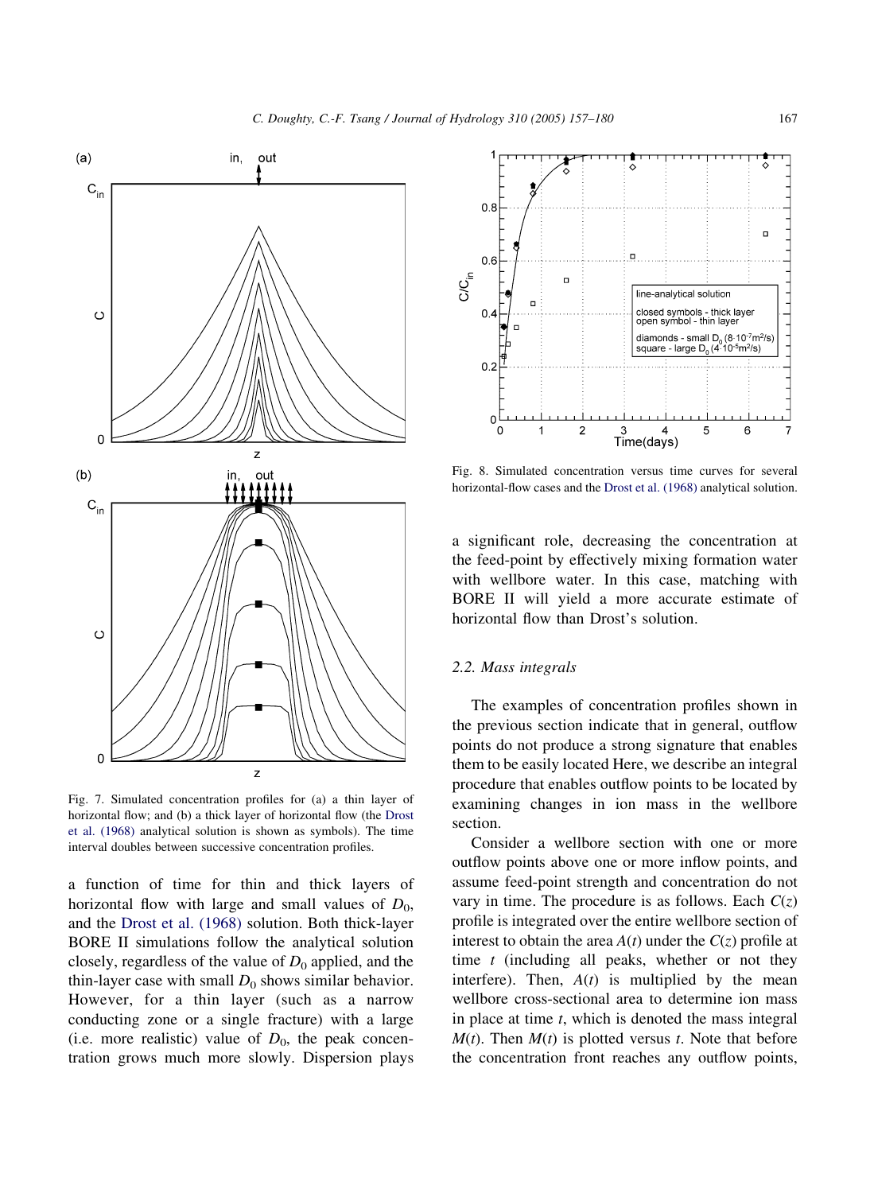Fig. 7. Simulated concentration profiles for (a) a thin layer of horizontal flow; and (b) a thick layer of horizontal flow (the Drost et al. (1968) analytical solution is shown as symbols). The time interval doubles between successive concentration profiles.

Fig. 8. Simulated concentration versus time curves for several horizontal-flow cases and the Drost et al. (1968) analytical solution.

a function of time for thin and thick layers of horizontal flow with large and small values of $D_0$, and the Drost et al. (1968) solution. Both thick-layer BORE II simulations follow the analytical solution closely, regardless of the value of $D_0$ applied, and the thin-layer case with small $D_0$ shows similar behavior. However, for a thin layer (such as a narrow conducting zone or a single fracture) with a large (i.e. more realistic) value of $D_0$, the peak concentration grows much more slowly. Dispersion plays a significant role, decreasing the concentration at the feed-point by effectively mixing formation water with wellbore water. In this case, matching with BORE II will yield a more accurate estimate of horizontal flow than Drost's solution.

### 2.2. Mass integrals

The examples of concentration profiles shown in the previous section indicate that in general, outflow points do not produce a strong signature that enables them to be easily located Here, we describe an integral procedure that enables outflow points to be located by examining changes in ion mass in the wellbore section.

Consider a wellbore section with one or more outflow points above one or more inflow points, and assume feed-point strength and concentration do not vary in time. The procedure is as follows. Each $C(z)$ profile is integrated over the entire wellbore section of interest to obtain the area $A(t)$ under the $C(z)$ profile at time $t$ (including all peaks, whether or not they interfere). Then, $A(t)$ is multiplied by the mean wellbore cross-sectional area to determine ion mass in place at time $t$, which is denoted the mass integral $M(t)$. Then $M(t)$ is plotted versus $t$. Note that before the concentration front reaches any outflow points,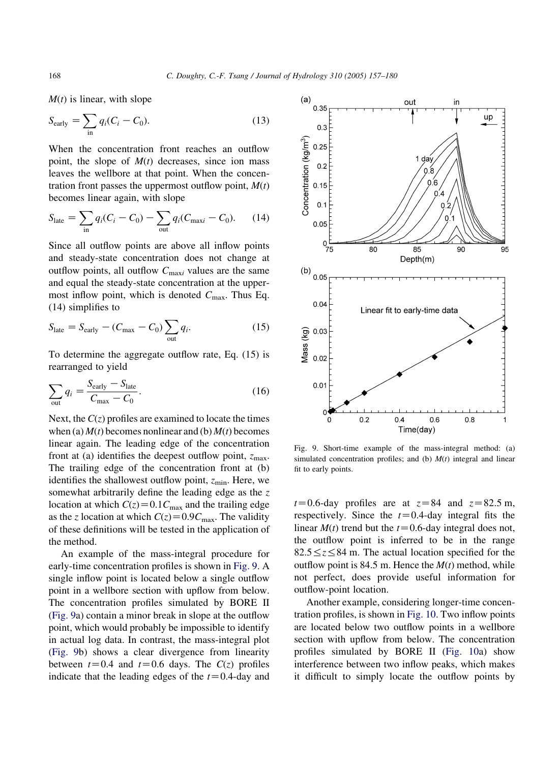$M(t)$ is linear, with slope

$$S_{\text{early}} = \sum_{\text{in}} q_i(C_i - C_0). \tag{13}$$

When the concentration front reaches an outflow point, the slope of $M(t)$ decreases, since ion mass leaves the wellbore at that point. When the concentration front passes the uppermost outflow point, $M(t)$ becomes linear again, with slope

$$S_{\text{late}} = \sum_{\text{in}} q_i(C_i - C_0) - \sum_{\text{out}} q_i(C_{\max i} - C_0). \tag{14}$$

Since all outflow points are above all inflow points and steady-state concentration does not change at outflow points, all outflow $C_{\max i}$ values are the same and equal the steady-state concentration at the uppermost inflow point, which is denoted $C_{\max}$. Thus Eq. (14) simplifies to

$$S_{\text{late}} = S_{\text{early}} - (C_{\max} - C_0)\sum_{\text{out}} q_i. \tag{15}$$

To determine the aggregate outflow rate, Eq. (15) is rearranged to yield

$$\sum_{\text{out}} q_i = \frac{S_{\text{early}} - S_{\text{late}}}{C_{\max} - C_0}. \tag{16}$$

Next, the $C(z)$ profiles are examined to locate the times when (a) $M(t)$ becomes nonlinear and (b) $M(t)$ becomes linear again. The leading edge of the concentration front at (a) identifies the deepest outflow point, $z_{\max}$. The trailing edge of the concentration front at (b) identifies the shallowest outflow point, $z_{\min}$. Here, we somewhat arbitrarily define the leading edge as the $z$ location at which $C(z) = 0.1C_{\max}$ and the trailing edge as the $z$ location at which $C(z) = 0.9C_{\max}$. The validity of these definitions will be tested in the application of the method.

An example of the mass-integral procedure for early-time concentration profiles is shown in Fig. 9. A single inflow point is located below a single outflow point in a wellbore section with upflow from below. The concentration profiles simulated by BORE II (Fig. 9a) contain a minor break in slope at the outflow point, which would probably be impossible to identify in actual log data. In contrast, the mass-integral plot (Fig. 9b) shows a clear divergence from linearity between $t = 0.4$ and $t = 0.6$ days. The $C(z)$ profiles indicate that the leading edges of the $t = 0.4$-day and $t = 0.6$-day profiles are at $z = 84$ and $z = 82.5$ m, respectively. Since the $t = 0.4$-day integral fits the linear $M(t)$ trend but the $t = 0.6$-day integral does not, the outflow point is inferred to be in the range $82.5 \le z \le 84$ m. The actual location specified for the outflow point is 84.5 m. Hence the $M(t)$ method, while not perfect, does provide useful information for outflow-point location.

Fig. 9. Short-time example of the mass-integral method: (a) simulated concentration profiles; and (b) $M(t)$ integral and linear fit to early points.

Another example, considering longer-time concentration profiles, is shown in Fig. 10. Two inflow points are located below two outflow points in a wellbore section with upflow from below. The concentration profiles simulated by BORE II (Fig. 10a) show interference between two inflow peaks, which makes it difficult to simply locate the outflow points by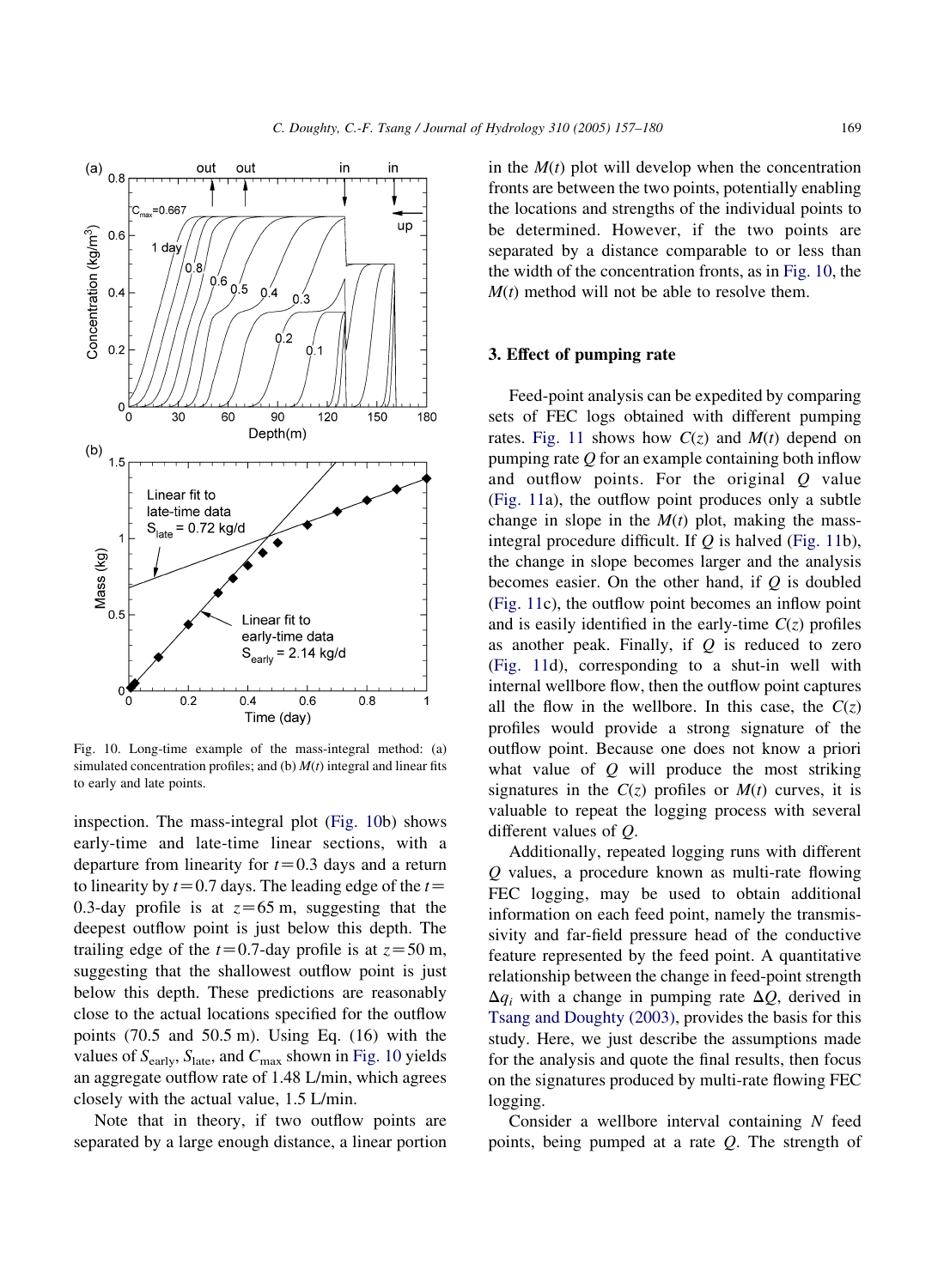Fig. 10. Long-time example of the mass-integral method: (a) simulated concentration profiles; and (b) $M(t)$ integral and linear fits to early and late points.

inspection. The mass-integral plot (Fig. 10b) shows early-time and late-time linear sections, with a departure from linearity for $t=0.3$ days and a return to linearity by $t=0.7$ days. The leading edge of the $t=0.3$-day profile is at $z=65$ m, suggesting that the deepest outflow point is just below this depth. The trailing edge of the $t=0.7$-day profile is at $z=50$ m, suggesting that the shallowest outflow point is just below this depth. These predictions are reasonably close to the actual locations specified for the outflow points (70.5 and 50.5 m). Using Eq. (16) with the values of $S_{\text{early}}$, $S_{\text{late}}$, and $C_{\text{max}}$ shown in Fig. 10 yields an aggregate outflow rate of 1.48 L/min, which agrees closely with the actual value, 1.5 L/min.

Note that in theory, if two outflow points are separated by a large enough distance, a linear portion in the $M(t)$ plot will develop when the concentration fronts are between the two points, potentially enabling the locations and strengths of the individual points to be determined. However, if the two points are separated by a distance comparable to or less than the width of the concentration fronts, as in Fig. 10, the $M(t)$ method will not be able to resolve them.

## 3. Effect of pumping rate

Feed-point analysis can be expedited by comparing sets of FEC logs obtained with different pumping rates. Fig. 11 shows how $C(z)$ and $M(t)$ depend on pumping rate $Q$ for an example containing both inflow and outflow points. For the original $Q$ value (Fig. 11a), the outflow point produces only a subtle change in slope in the $M(t)$ plot, making the mass-integral procedure difficult. If $Q$ is halved (Fig. 11b), the change in slope becomes larger and the analysis becomes easier. On the other hand, if $Q$ is doubled (Fig. 11c), the outflow point becomes an inflow point and is easily identified in the early-time $C(z)$ profiles as another peak. Finally, if $Q$ is reduced to zero (Fig. 11d), corresponding to a shut-in well with internal wellbore flow, then the outflow point captures all the flow in the wellbore. In this case, the $C(z)$ profiles would provide a strong signature of the outflow point. Because one does not know a priori what value of $Q$ will produce the most striking signatures in the $C(z)$ profiles or $M(t)$ curves, it is valuable to repeat the logging process with several different values of $Q$.

Additionally, repeated logging runs with different $Q$ values, a procedure known as multi-rate flowing FEC logging, may be used to obtain additional information on each feed point, namely the transmissivity and far-field pressure head of the conductive feature represented by the feed point. A quantitative relationship between the change in feed-point strength $\Delta q_i$ with a change in pumping rate $\Delta Q$, derived in Tsang and Doughty (2003), provides the basis for this study. Here, we just describe the assumptions made for the analysis and quote the final results, then focus on the signatures produced by multi-rate flowing FEC logging.

Consider a wellbore interval containing $N$ feed points, being pumped at a rate $Q$. The strength of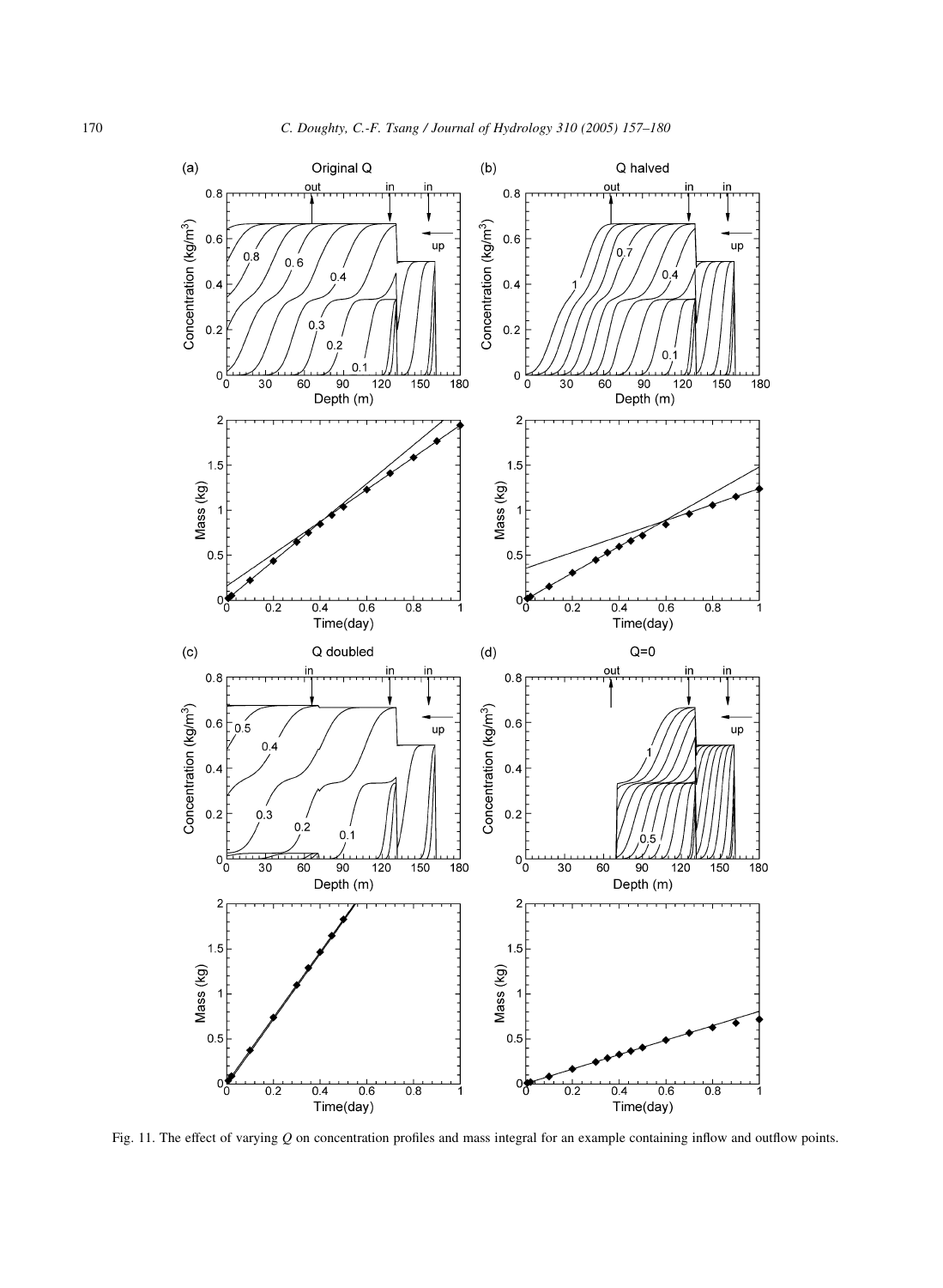Fig. 11. The effect of varying $Q$ on concentration profiles and mass integral for an example containing inflow and outflow points.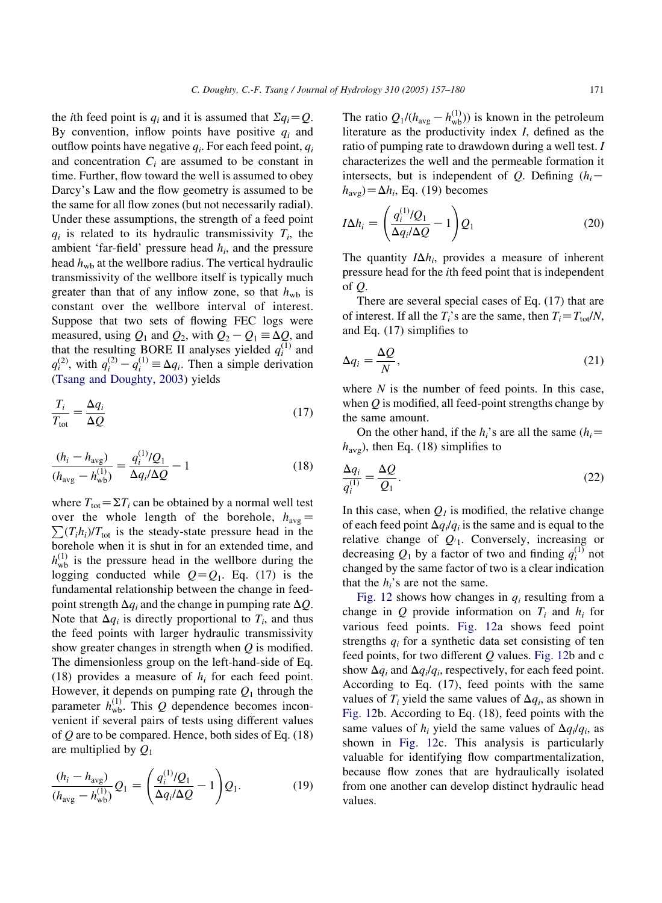the $i$th feed point is $q_i$ and it is assumed that $\Sigma q_i = Q$. By convention, inflow points have positive $q_i$ and outflow points have negative $q_i$. For each feed point, $q_i$ and concentration $C_i$ are assumed to be constant in time. Further, flow toward the well is assumed to obey Darcy's Law and the flow geometry is assumed to be the same for all flow zones (but not necessarily radial). Under these assumptions, the strength of a feed point $q_i$ is related to its hydraulic transmissivity $T_i$, the ambient 'far-field' pressure head $h_i$, and the pressure head $h_{\rm wb}$ at the wellbore radius. The vertical hydraulic transmissivity of the wellbore itself is typically much greater than that of any inflow zone, so that $h_{\rm wb}$ is constant over the wellbore interval of interest. Suppose that two sets of flowing FEC logs were measured, using $Q_1$ and $Q_2$, with $Q_2 - Q_1 \equiv \Delta Q$, and that the resulting BORE II analyses yielded $q_i^{(1)}$ and $q_i^{(2)}$, with $q_i^{(2)} - q_i^{(1)} \equiv \Delta q_i$. Then a simple derivation (Tsang and Doughty, 2003) yields

$$\frac{T_i}{T_{\rm tot}} = \frac{\Delta q_i}{\Delta Q} \tag{17}$$

$$\frac{(h_i - h_{\rm avg})}{(h_{\rm avg} - h_{\rm wb}^{(1)})} = \frac{q_i^{(1)}/Q_1}{\Delta q_i/\Delta Q} - 1 \tag{18}$$

where $T_{\rm tot} = \Sigma T_i$ can be obtained by a normal well test over the whole length of the borehole, $h_{\rm avg} = \sum (T_i h_i)/T_{\rm tot}$ is the steady-state pressure head in the borehole when it is shut in for an extended time, and $h_{\rm wb}^{(1)}$ is the pressure head in the wellbore during the logging conducted while $Q = Q_1$. Eq. (17) is the fundamental relationship between the change in feed-point strength $\Delta q_i$ and the change in pumping rate $\Delta Q$. Note that $\Delta q_i$ is directly proportional to $T_i$, and thus the feed points with larger hydraulic transmissivity show greater changes in strength when $Q$ is modified. The dimensionless group on the left-hand-side of Eq. (18) provides a measure of $h_i$ for each feed point. However, it depends on pumping rate $Q_1$ through the parameter $h_{\rm wb}^{(1)}$. This $Q$ dependence becomes inconvenient if several pairs of tests using different values of $Q$ are to be compared. Hence, both sides of Eq. (18) are multiplied by $Q_1$

$$\frac{(h_i - h_{\rm avg})}{(h_{\rm avg} - h_{\rm wb}^{(1)})} Q_1 = \left( \frac{q_i^{(1)}/Q_1}{\Delta q_i/\Delta Q} - 1 \right) Q_1. \tag{19}$$

The ratio $Q_1/(h_{\rm avg} - h_{\rm wb}^{(1)})$ is known in the petroleum literature as the productivity index $I$, defined as the ratio of pumping rate to drawdown during a well test. $I$ characterizes the well and the permeable formation it intersects, but is independent of $Q$. Defining $(h_i - h_{\rm avg}) = \Delta h_i$, Eq. (19) becomes

$$I \Delta h_i = \left( \frac{q_i^{(1)}/Q_1}{\Delta q_i/\Delta Q} - 1 \right) Q_1 \tag{20}$$

The quantity $I\Delta h_i$, provides a measure of inherent pressure head for the $i$th feed point that is independent of $Q$.

There are several special cases of Eq. (17) that are of interest. If all the $T_i$'s are the same, then $T_i = T_{\rm tot}/N$, and Eq. (17) simplifies to

$$\Delta q_i = \frac{\Delta Q}{N}, \tag{21}$$

where $N$ is the number of feed points. In this case, when $Q$ is modified, all feed-point strengths change by the same amount.

On the other hand, if the $h_i$'s are all the same ($h_i = h_{\rm avg}$), then Eq. (18) simplifies to

$$\frac{\Delta q_i}{q_i^{(1)}} = \frac{\Delta Q}{Q_1}. \tag{22}$$

In this case, when $Q_1$ is modified, the relative change of each feed point $\Delta q_i/q_i$ is the same and is equal to the relative change of $Q_1$. Conversely, increasing or decreasing $Q_1$ by a factor of two and finding $q_i^{(1)}$ not changed by the same factor of two is a clear indication that the $h_i$'s are not the same.

Fig. 12 shows how changes in $q_i$ resulting from a change in $Q$ provide information on $T_i$ and $h_i$ for various feed points. Fig. 12a shows feed point strengths $q_i$ for a synthetic data set consisting of ten feed points, for two different $Q$ values. Fig. 12b and c show $\Delta q_i$ and $\Delta q_i/q_i$, respectively, for each feed point. According to Eq. (17), feed points with the same values of $T_i$ yield the same values of $\Delta q_i$, as shown in Fig. 12b. According to Eq. (18), feed points with the same values of $h_i$ yield the same values of $\Delta q_i/q_i$, as shown in Fig. 12c. This analysis is particularly valuable for identifying flow compartmentalization, because flow zones that are hydraulically isolated from one another can develop distinct hydraulic head values.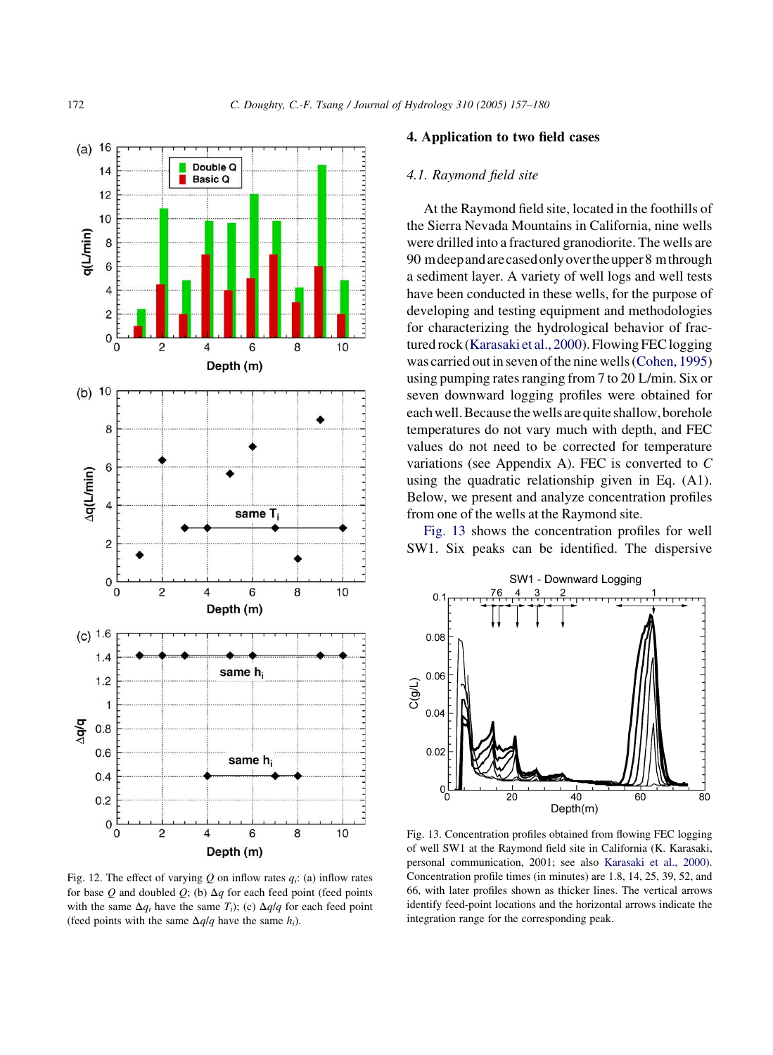Fig. 12. The effect of varying $Q$ on inflow rates $q_i$: (a) inflow rates for base $Q$ and doubled $Q$; (b) $\Delta q$ for each feed point (feed points with the same $\Delta q_i$ have the same $T_i$); (c) $\Delta q/q$ for each feed point (feed points with the same $\Delta q/q$ have the same $h_i$).

## 4. Application to two field cases

### 4.1. Raymond field site

At the Raymond field site, located in the foothills of the Sierra Nevada Mountains in California, nine wells were drilled into a fractured granodiorite. The wells are 90 m deep and are cased only over the upper 8 m through a sediment layer. A variety of well logs and well tests have been conducted in these wells, for the purpose of developing and testing equipment and methodologies for characterizing the hydrological behavior of fractured rock (Karasaki et al., 2000). Flowing FEC logging was carried out in seven of the nine wells (Cohen, 1995) using pumping rates ranging from 7 to 20 L/min. Six or seven downward logging profiles were obtained for each well. Because the wells are quite shallow, borehole temperatures do not vary much with depth, and FEC values do not need to be corrected for temperature variations (see Appendix A). FEC is converted to $C$ using the quadratic relationship given in Eq. (A1). Below, we present and analyze concentration profiles from one of the wells at the Raymond site.

Fig. 13 shows the concentration profiles for well SW1. Six peaks can be identified. The dispersive

Fig. 13. Concentration profiles obtained from flowing FEC logging of well SW1 at the Raymond field site in California (K. Karasaki, personal communication, 2001; see also Karasaki et al., 2000). Concentration profile times (in minutes) are 1.8, 14, 25, 39, 52, and 66, with later profiles shown as thicker lines. The vertical arrows identify feed-point locations and the horizontal arrows indicate the integration range for the corresponding peak.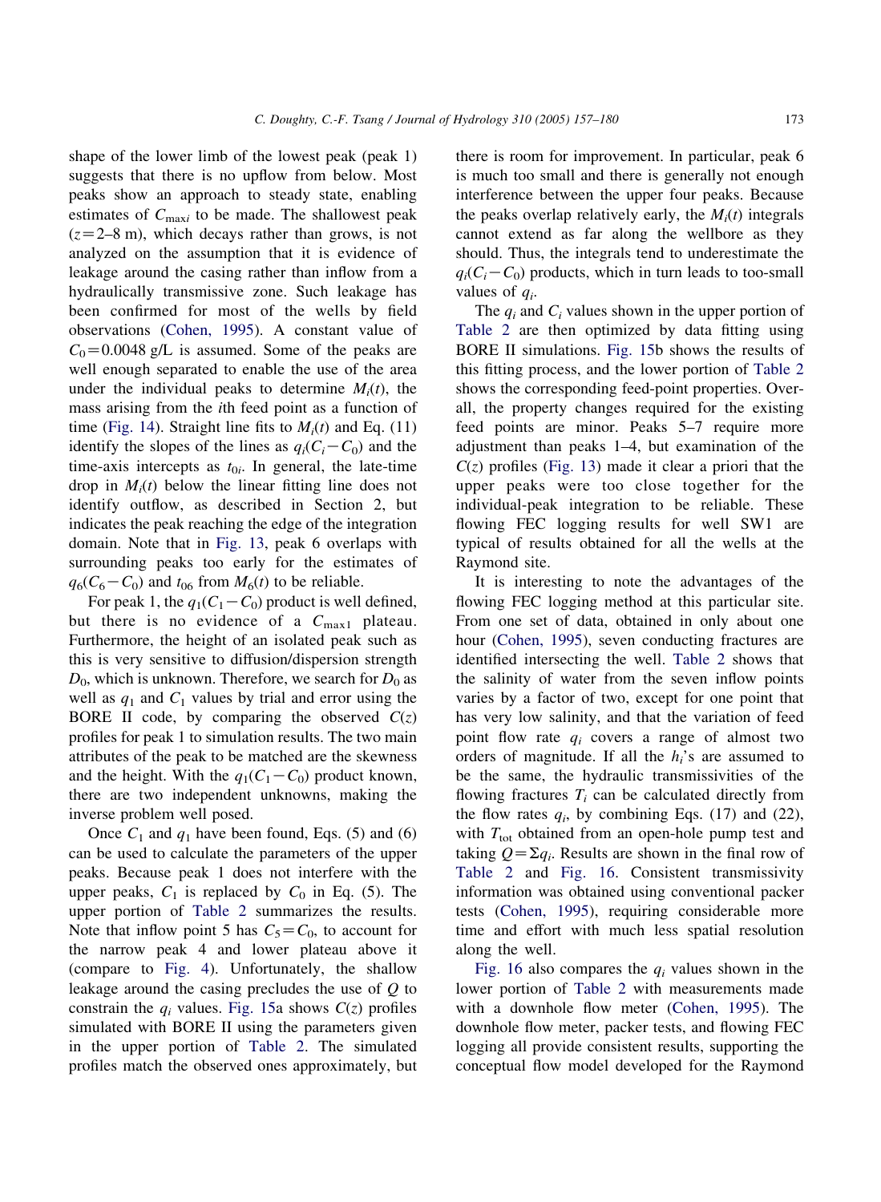shape of the lower limb of the lowest peak (peak 1) suggests that there is no upflow from below. Most peaks show an approach to steady state, enabling estimates of $C_{\max i}$ to be made. The shallowest peak ($z=2$–8 m), which decays rather than grows, is not analyzed on the assumption that it is evidence of leakage around the casing rather than inflow from a hydraulically transmissive zone. Such leakage has been confirmed for most of the wells by field observations (Cohen, 1995). A constant value of $C_0=0.0048$ g/L is assumed. Some of the peaks are well enough separated to enable the use of the area under the individual peaks to determine $M_i(t)$, the mass arising from the $i$th feed point as a function of time (Fig. 14). Straight line fits to $M_i(t)$ and Eq. (11) identify the slopes of the lines as $q_i(C_i-C_0)$ and the time-axis intercepts as $t_{0i}$. In general, the late-time drop in $M_i(t)$ below the linear fitting line does not identify outflow, as described in Section 2, but indicates the peak reaching the edge of the integration domain. Note that in Fig. 13, peak 6 overlaps with surrounding peaks too early for the estimates of $q_6(C_6-C_0)$ and $t_{06}$ from $M_6(t)$ to be reliable.

For peak 1, the $q_1(C_1-C_0)$ product is well defined, but there is no evidence of a $C_{\max 1}$ plateau. Furthermore, the height of an isolated peak such as this is very sensitive to diffusion/dispersion strength $D_0$, which is unknown. Therefore, we search for $D_0$ as well as $q_1$ and $C_1$ values by trial and error using the BORE II code, by comparing the observed $C(z)$ profiles for peak 1 to simulation results. The two main attributes of the peak to be matched are the skewness and the height. With the $q_1(C_1-C_0)$ product known, there are two independent unknowns, making the inverse problem well posed.

Once $C_1$ and $q_1$ have been found, Eqs. (5) and (6) can be used to calculate the parameters of the upper peaks. Because peak 1 does not interfere with the upper peaks, $C_1$ is replaced by $C_0$ in Eq. (5). The upper portion of Table 2 summarizes the results. Note that inflow point 5 has $C_5=C_0$, to account for the narrow peak 4 and lower plateau above it (compare to Fig. 4). Unfortunately, the shallow leakage around the casing precludes the use of $Q$ to constrain the $q_i$ values. Fig. 15a shows $C(z)$ profiles simulated with BORE II using the parameters given in the upper portion of Table 2. The simulated profiles match the observed ones approximately, but there is room for improvement. In particular, peak 6 is much too small and there is generally not enough interference between the upper four peaks. Because the peaks overlap relatively early, the $M_i(t)$ integrals cannot extend as far along the wellbore as they should. Thus, the integrals tend to underestimate the $q_i(C_i-C_0)$ products, which in turn leads to too-small values of $q_i$.

The $q_i$ and $C_i$ values shown in the upper portion of Table 2 are then optimized by data fitting using BORE II simulations. Fig. 15b shows the results of this fitting process, and the lower portion of Table 2 shows the corresponding feed-point properties. Overall, the property changes required for the existing feed points are minor. Peaks 5–7 require more adjustment than peaks 1–4, but examination of the $C(z)$ profiles (Fig. 13) made it clear a priori that the upper peaks were too close together for the individual-peak integration to be reliable. These flowing FEC logging results for well SW1 are typical of results obtained for all the wells at the Raymond site.

It is interesting to note the advantages of the flowing FEC logging method at this particular site. From one set of data, obtained in only about one hour (Cohen, 1995), seven conducting fractures are identified intersecting the well. Table 2 shows that the salinity of water from the seven inflow points varies by a factor of two, except for one point that has very low salinity, and that the variation of feed point flow rate $q_i$ covers a range of almost two orders of magnitude. If all the $h_i$'s are assumed to be the same, the hydraulic transmissivities of the flowing fractures $T_i$ can be calculated directly from the flow rates $q_i$, by combining Eqs. (17) and (22), with $T_{\text{tot}}$ obtained from an open-hole pump test and taking $Q=\Sigma q_i$. Results are shown in the final row of Table 2 and Fig. 16. Consistent transmissivity information was obtained using conventional packer tests (Cohen, 1995), requiring considerable more time and effort with much less spatial resolution along the well.

Fig. 16 also compares the $q_i$ values shown in the lower portion of Table 2 with measurements made with a downhole flow meter (Cohen, 1995). The downhole flow meter, packer tests, and flowing FEC logging all provide consistent results, supporting the conceptual flow model developed for the Raymond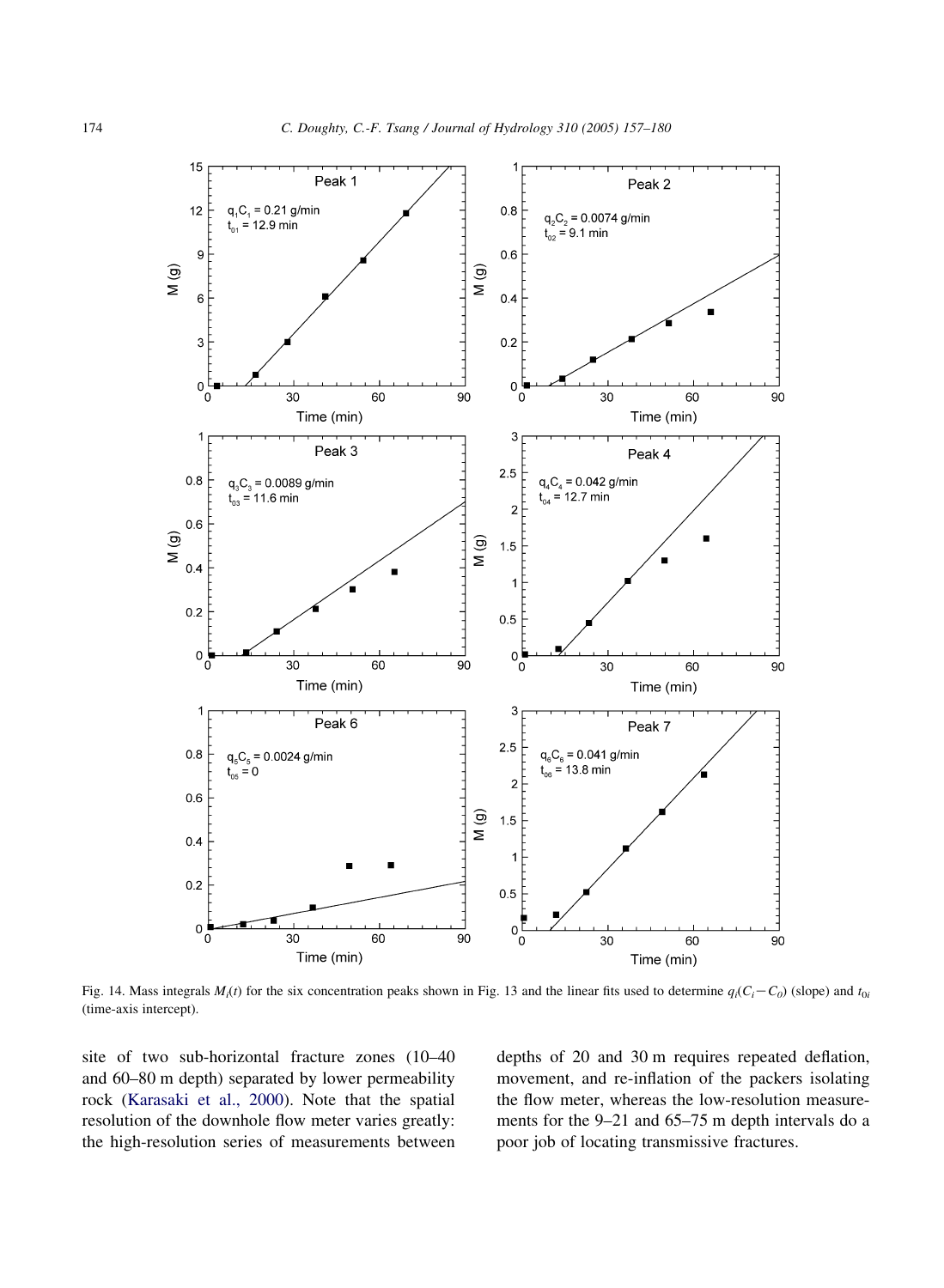Fig. 14. Mass integrals $M_i(t)$ for the six concentration peaks shown in Fig. 13 and the linear fits used to determine $q_i(C_i - C_0)$ (slope) and $t_{0i}$ (time-axis intercept).

site of two sub-horizontal fracture zones (10–40 and 60–80 m depth) separated by lower permeability rock (Karasaki et al., 2000). Note that the spatial resolution of the downhole flow meter varies greatly: the high-resolution series of measurements between depths of 20 and 30 m requires repeated deflation, movement, and re-inflation of the packers isolating the flow meter, whereas the low-resolution measurements for the 9–21 and 65–75 m depth intervals do a poor job of locating transmissive fractures.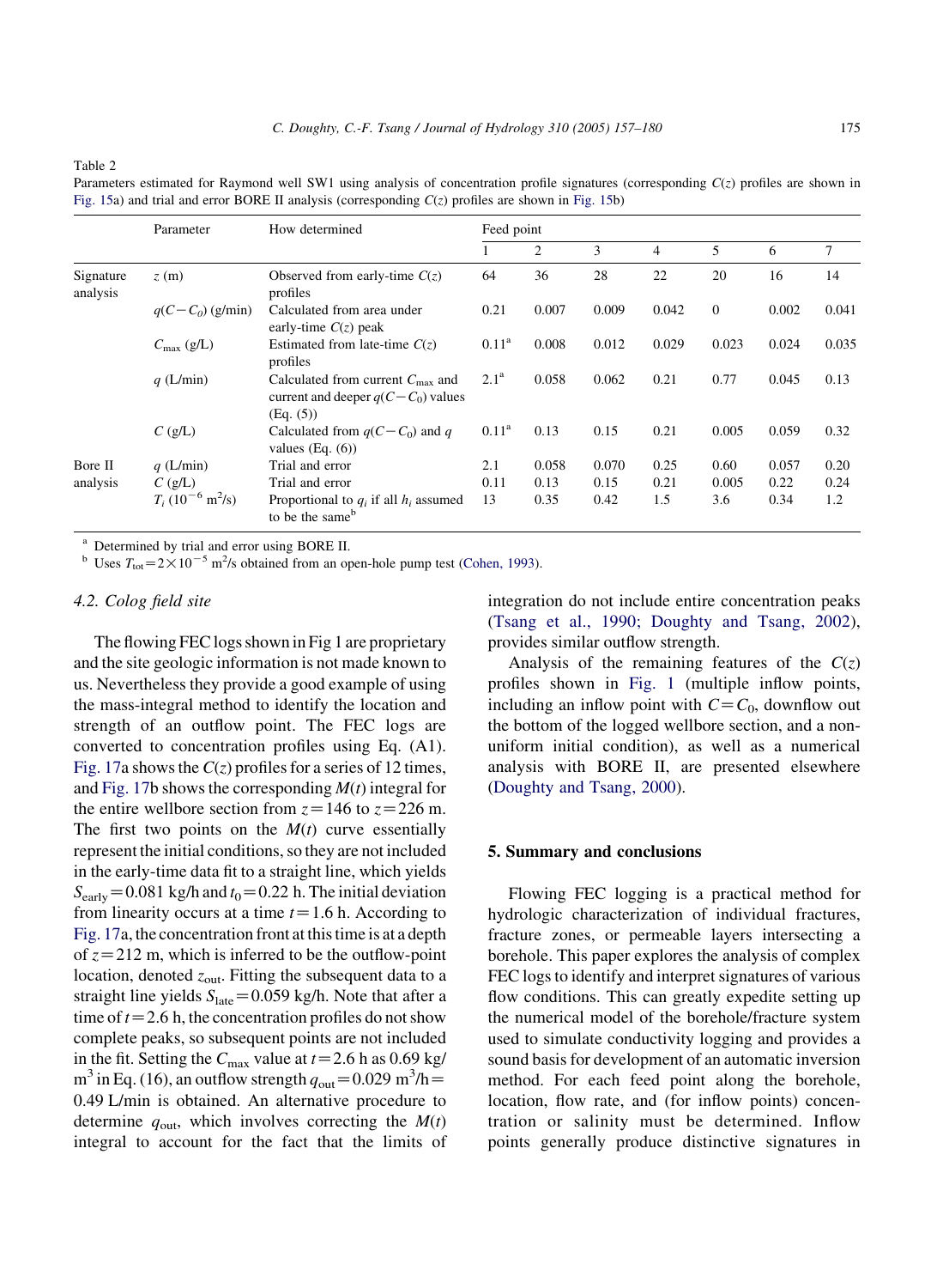Table 2

Parameters estimated for Raymond well SW1 using analysis of concentration profile signatures (corresponding $C(z)$ profiles are shown in Fig. 15a) and trial and error BORE II analysis (corresponding $C(z)$ profiles are shown in Fig. 15b)

| | Parameter | How determined | Feed point | | | | | | |
|---|---|---|---|---|---|---|---|---|---|
| | | | 1 | 2 | 3 | 4 | 5 | 6 | 7 |
| Signature analysis | $z$ (m) | Observed from early-time $C(z)$ profiles | 64 | 36 | 28 | 22 | 20 | 16 | 14 |
| | $q(C-C_0)$ (g/min) | Calculated from area under early-time $C(z)$ peak | 0.21 | 0.007 | 0.009 | 0.042 | 0 | 0.002 | 0.041 |
| | $C_{\max}$ (g/L) | Estimated from late-time $C(z)$ profiles | 0.11[a] | 0.008 | 0.012 | 0.029 | 0.023 | 0.024 | 0.035 |
| | $q$ (L/min) | Calculated from current $C_{\max}$ and current and deeper $q(C-C_0)$ values (Eq. (5)) | 2.1[a] | 0.058 | 0.062 | 0.21 | 0.77 | 0.045 | 0.13 |
| | $C$ (g/L) | Calculated from $q(C-C_0)$ and $q$ values (Eq. (6)) | 0.11[a] | 0.13 | 0.15 | 0.21 | 0.005 | 0.059 | 0.32 |
| Bore II analysis | $q$ (L/min) | Trial and error | 2.1 | 0.058 | 0.070 | 0.25 | 0.60 | 0.057 | 0.20 |
| | $C$ (g/L) | Trial and error | 0.11 | 0.13 | 0.15 | 0.21 | 0.005 | 0.22 | 0.24 |
| | $T_i$ ($10^{-6}$ m$^2$/s) | Proportional to $q_i$ if all $h_i$ assumed to be the same[b] | 13 | 0.35 | 0.42 | 1.5 | 3.6 | 0.34 | 1.2 |

[a] Determined by trial and error using BORE II.

[b] Uses $T_{\text{tot}}=2\times10^{-5}$ m$^2$/s obtained from an open-hole pump test (Cohen, 1993).

### 4.2. Colog field site

The flowing FEC logs shown in Fig 1 are proprietary and the site geologic information is not made known to us. Nevertheless they provide a good example of using the mass-integral method to identify the location and strength of an outflow point. The FEC logs are converted to concentration profiles using Eq. (A1). Fig. 17a shows the $C(z)$ profiles for a series of 12 times, and Fig. 17b shows the corresponding $M(t)$ integral for the entire wellbore section from $z=146$ to $z=226$ m. The first two points on the $M(t)$ curve essentially represent the initial conditions, so they are not included in the early-time data fit to a straight line, which yields $S_{\text{early}}=0.081$ kg/h and $t_0=0.22$ h. The initial deviation from linearity occurs at a time $t=1.6$ h. According to Fig. 17a, the concentration front at this time is at a depth of $z=212$ m, which is inferred to be the outflow-point location, denoted $z_{\text{out}}$. Fitting the subsequent data to a straight line yields $S_{\text{late}}=0.059$ kg/h. Note that after a time of $t=2.6$ h, the concentration profiles do not show complete peaks, so subsequent points are not included in the fit. Setting the $C_{\max}$ value at $t=2.6$ h as 0.69 kg/m$^3$ in Eq. (16), an outflow strength $q_{\text{out}}=0.029$ m$^3$/h $=$ 0.49 L/min is obtained. An alternative procedure to determine $q_{\text{out}}$, which involves correcting the $M(t)$ integral to account for the fact that the limits of integration do not include entire concentration peaks (Tsang et al., 1990; Doughty and Tsang, 2002), provides similar outflow strength.

Analysis of the remaining features of the $C(z)$ profiles shown in Fig. 1 (multiple inflow points, including an inflow point with $C=C_0$, downflow out the bottom of the logged wellbore section, and a non-uniform initial condition), as well as a numerical analysis with BORE II, are presented elsewhere (Doughty and Tsang, 2000).

## 5. Summary and conclusions

Flowing FEC logging is a practical method for hydrologic characterization of individual fractures, fracture zones, or permeable layers intersecting a borehole. This paper explores the analysis of complex FEC logs to identify and interpret signatures of various flow conditions. This can greatly expedite setting up the numerical model of the borehole/fracture system used to simulate conductivity logging and provides a sound basis for development of an automatic inversion method. For each feed point along the borehole, location, flow rate, and (for inflow points) concentration or salinity must be determined. Inflow points generally produce distinctive signatures in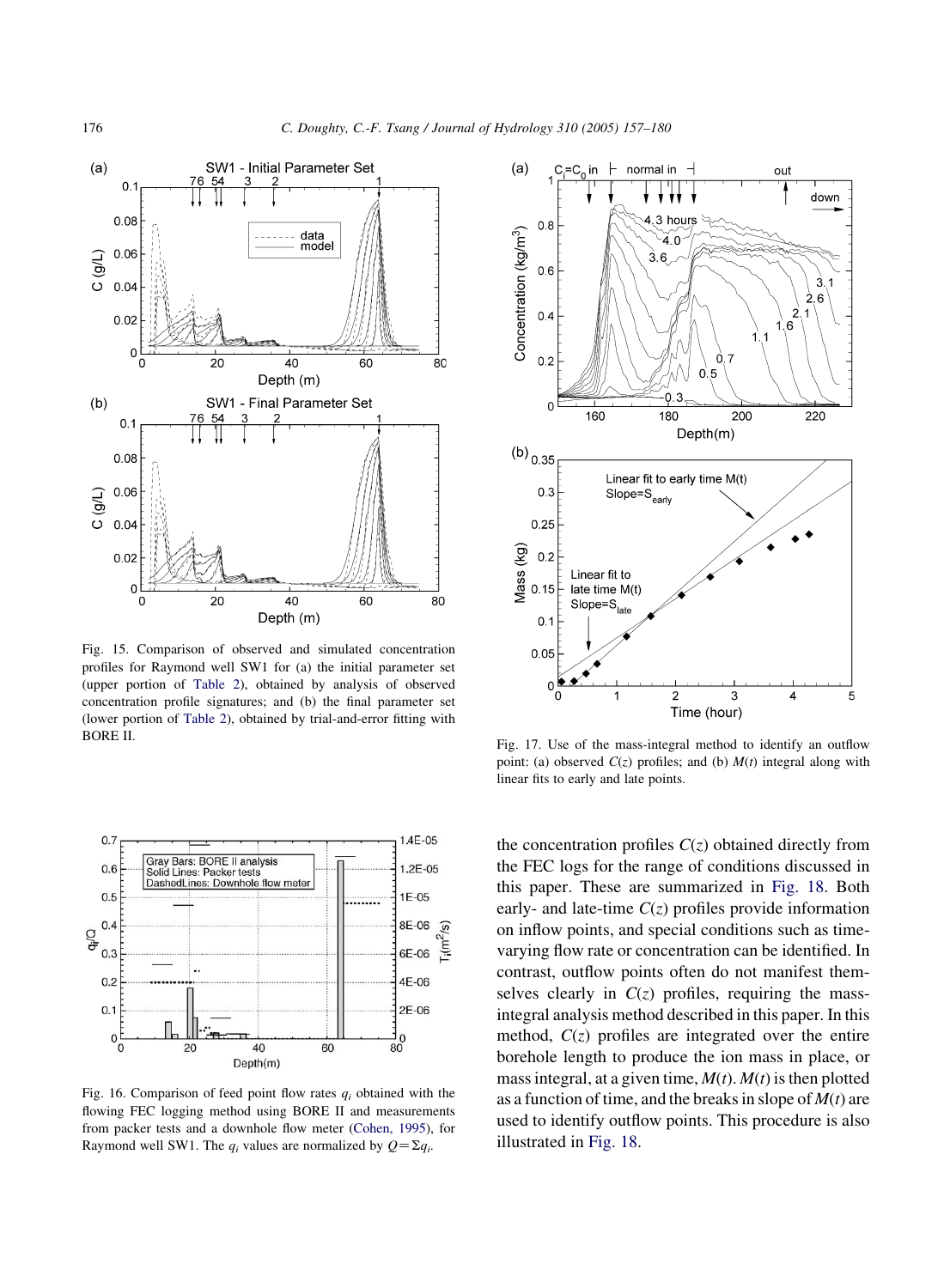Fig. 15. Comparison of observed and simulated concentration profiles for Raymond well SW1 for (a) the initial parameter set (upper portion of Table 2), obtained by analysis of observed concentration profile signatures; and (b) the final parameter set (lower portion of Table 2), obtained by trial-and-error fitting with BORE II.

Fig. 16. Comparison of feed point flow rates $q_i$ obtained with the flowing FEC logging method using BORE II and measurements from packer tests and a downhole flow meter (Cohen, 1995), for Raymond well SW1. The $q_i$ values are normalized by $Q = \Sigma q_i$.

Fig. 17. Use of the mass-integral method to identify an outflow point: (a) observed $C(z)$ profiles; and (b) $M(t)$ integral along with linear fits to early and late points.

the concentration profiles $C(z)$ obtained directly from the FEC logs for the range of conditions discussed in this paper. These are summarized in Fig. 18. Both early- and late-time $C(z)$ profiles provide information on inflow points, and special conditions such as time-varying flow rate or concentration can be identified. In contrast, outflow points often do not manifest themselves clearly in $C(z)$ profiles, requiring the mass-integral analysis method described in this paper. In this method, $C(z)$ profiles are integrated over the entire borehole length to produce the ion mass in place, or mass integral, at a given time, $M(t)$. $M(t)$ is then plotted as a function of time, and the breaks in slope of $M(t)$ are used to identify outflow points. This procedure is also illustrated in Fig. 18.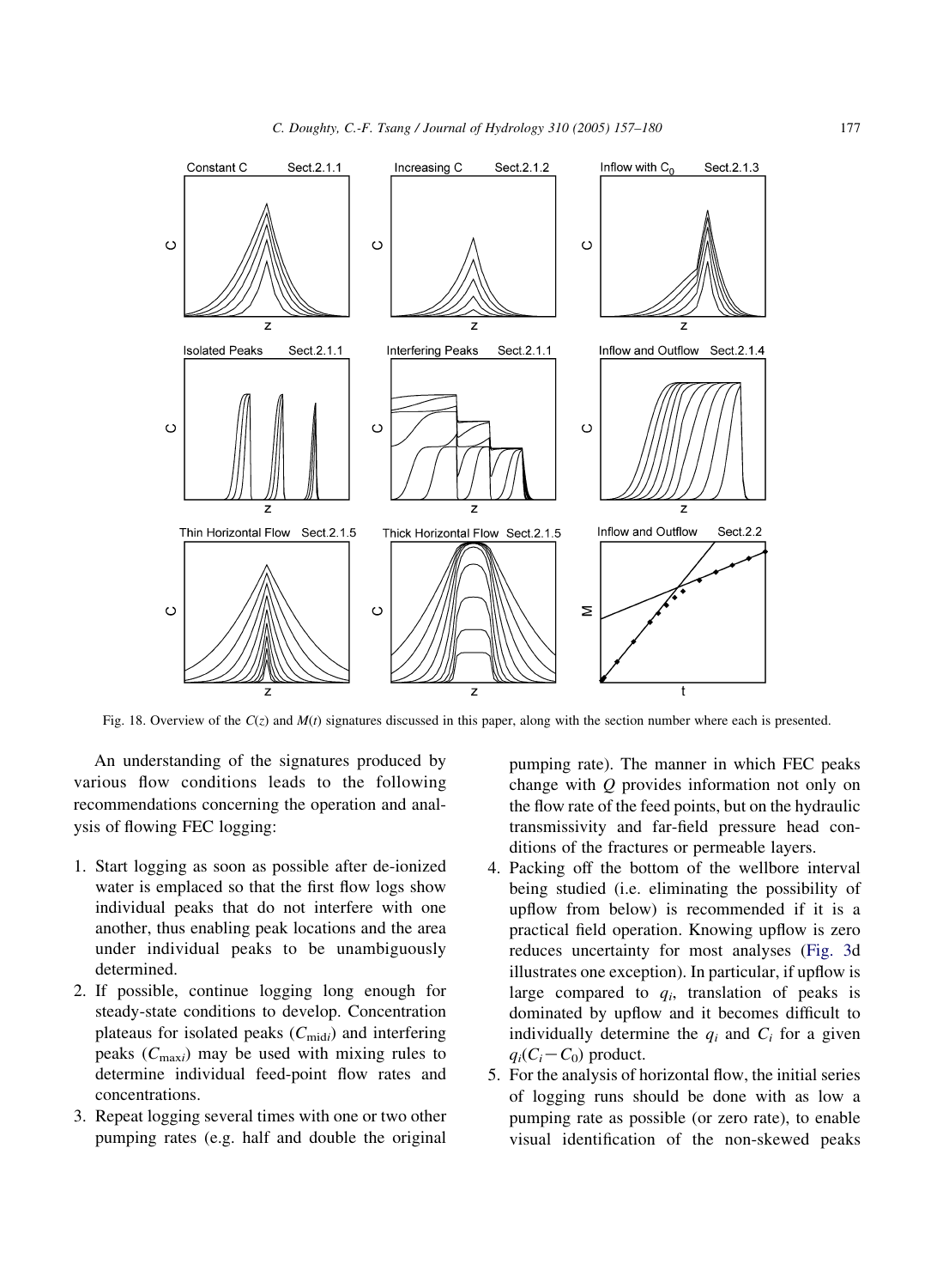Fig. 18. Overview of the $C(z)$ and $M(t)$ signatures discussed in this paper, along with the section number where each is presented.

An understanding of the signatures produced by various flow conditions leads to the following recommendations concerning the operation and analysis of flowing FEC logging:

1. Start logging as soon as possible after de-ionized water is emplaced so that the first flow logs show individual peaks that do not interfere with one another, thus enabling peak locations and the area under individual peaks to be unambiguously determined.
2. If possible, continue logging long enough for steady-state conditions to develop. Concentration plateaus for isolated peaks ($C_{\mathrm{mid}i}$) and interfering peaks ($C_{\mathrm{max}i}$) may be used with mixing rules to determine individual feed-point flow rates and concentrations.
3. Repeat logging several times with one or two other pumping rates (e.g. half and double the original pumping rate). The manner in which FEC peaks change with $Q$ provides information not only on the flow rate of the feed points, but on the hydraulic transmissivity and far-field pressure head conditions of the fractures or permeable layers.
4. Packing off the bottom of the wellbore interval being studied (i.e. eliminating the possibility of upflow from below) is recommended if it is a practical field operation. Knowing upflow is zero reduces uncertainty for most analyses (Fig. 3d illustrates one exception). In particular, if upflow is large compared to $q_i$, translation of peaks is dominated by upflow and it becomes difficult to individually determine the $q_i$ and $C_i$ for a given $q_i(C_i - C_0)$ product.
5. For the analysis of horizontal flow, the initial series of logging runs should be done with as low a pumping rate as possible (or zero rate), to enable visual identification of the non-skewed peaks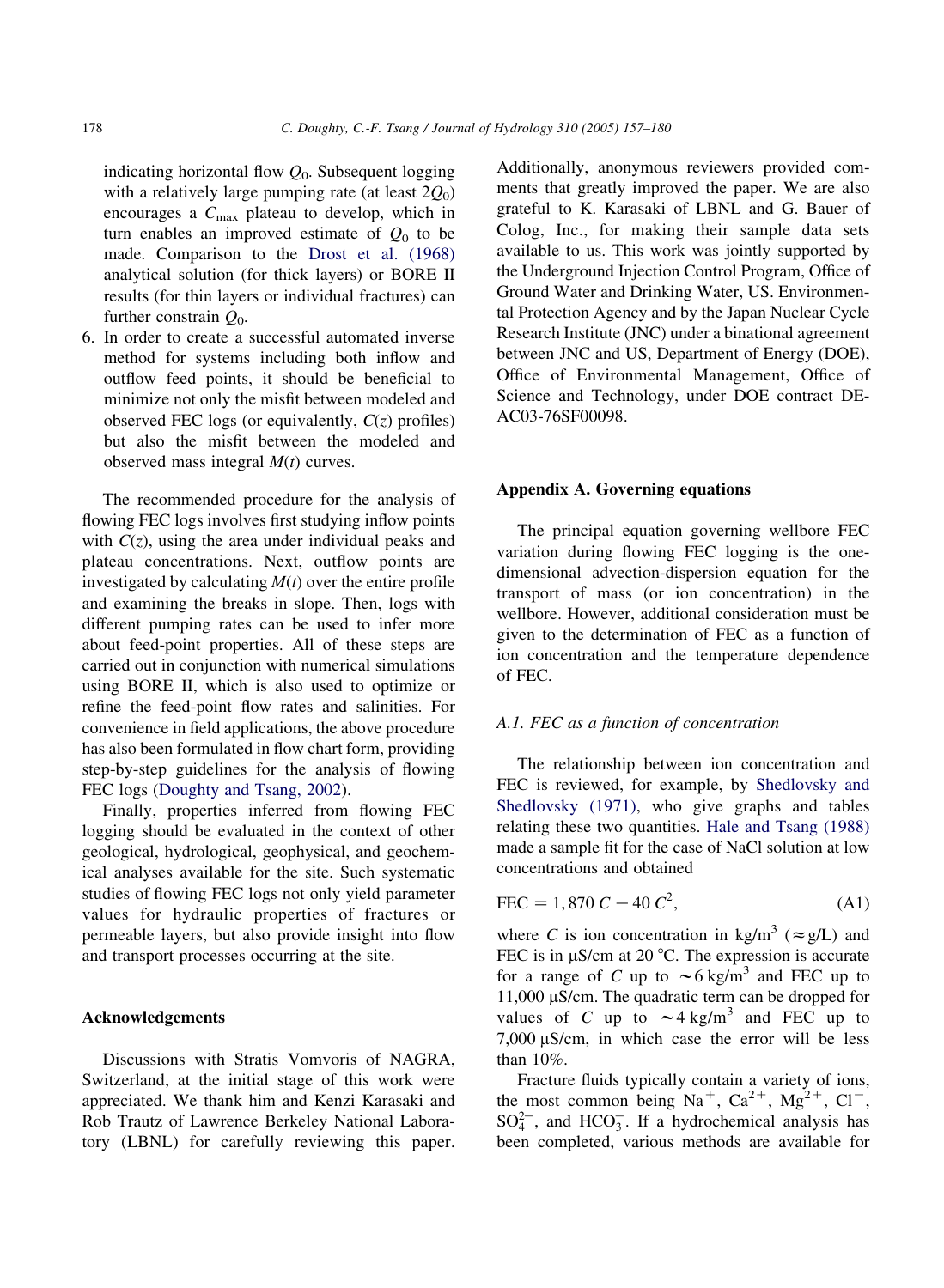indicating horizontal flow $Q_0$. Subsequent logging with a relatively large pumping rate (at least $2Q_0$) encourages a $C_{max}$ plateau to develop, which in turn enables an improved estimate of $Q_0$ to be made. Comparison to the Drost et al. (1968) analytical solution (for thick layers) or BORE II results (for thin layers or individual fractures) can further constrain $Q_0$.

6. In order to create a successful automated inverse method for systems including both inflow and outflow feed points, it should be beneficial to minimize not only the misfit between modeled and observed FEC logs (or equivalently, $C(z)$ profiles) but also the misfit between the modeled and observed mass integral $M(t)$ curves.

The recommended procedure for the analysis of flowing FEC logs involves first studying inflow points with $C(z)$, using the area under individual peaks and plateau concentrations. Next, outflow points are investigated by calculating $M(t)$ over the entire profile and examining the breaks in slope. Then, logs with different pumping rates can be used to infer more about feed-point properties. All of these steps are carried out in conjunction with numerical simulations using BORE II, which is also used to optimize or refine the feed-point flow rates and salinities. For convenience in field applications, the above procedure has also been formulated in flow chart form, providing step-by-step guidelines for the analysis of flowing FEC logs (Doughty and Tsang, 2002).

Finally, properties inferred from flowing FEC logging should be evaluated in the context of other geological, hydrological, geophysical, and geochemical analyses available for the site. Such systematic studies of flowing FEC logs not only yield parameter values for hydraulic properties of fractures or permeable layers, but also provide insight into flow and transport processes occurring at the site.

## Acknowledgements

Discussions with Stratis Vomvoris of NAGRA, Switzerland, at the initial stage of this work were appreciated. We thank him and Kenzi Karasaki and Rob Trautz of Lawrence Berkeley National Laboratory (LBNL) for carefully reviewing this paper. Additionally, anonymous reviewers provided comments that greatly improved the paper. We are also grateful to K. Karasaki of LBNL and G. Bauer of Colog, Inc., for making their sample data sets available to us. This work was jointly supported by the Underground Injection Control Program, Office of Ground Water and Drinking Water, US. Environmental Protection Agency and by the Japan Nuclear Cycle Research Institute (JNC) under a binational agreement between JNC and US, Department of Energy (DOE), Office of Environmental Management, Office of Science and Technology, under DOE contract DE-AC03-76SF00098.

## Appendix A. Governing equations

The principal equation governing wellbore FEC variation during flowing FEC logging is the one-dimensional advection-dispersion equation for the transport of mass (or ion concentration) in the wellbore. However, additional consideration must be given to the determination of FEC as a function of ion concentration and the temperature dependence of FEC.

### A.1. FEC as a function of concentration

The relationship between ion concentration and FEC is reviewed, for example, by Shedlovsky and Shedlovsky (1971), who give graphs and tables relating these two quantities. Hale and Tsang (1988) made a sample fit for the case of NaCl solution at low concentrations and obtained

$$\mathrm{FEC} = 1{,}870\, C - 40\, C^2, \tag{A1}$$

where $C$ is ion concentration in kg/m$^3$ ($\approx$g/L) and FEC is in μS/cm at 20 °C. The expression is accurate for a range of $C$ up to $\sim 6$ kg/m$^3$ and FEC up to 11,000 μS/cm. The quadratic term can be dropped for values of $C$ up to $\sim 4$ kg/m$^3$ and FEC up to 7,000 μS/cm, in which case the error will be less than 10%.

Fracture fluids typically contain a variety of ions, the most common being $Na^+$, $Ca^{2+}$, $Mg^{2+}$, $Cl^-$, $SO_4^{2-}$, and $HCO_3^-$. If a hydrochemical analysis has been completed, various methods are available for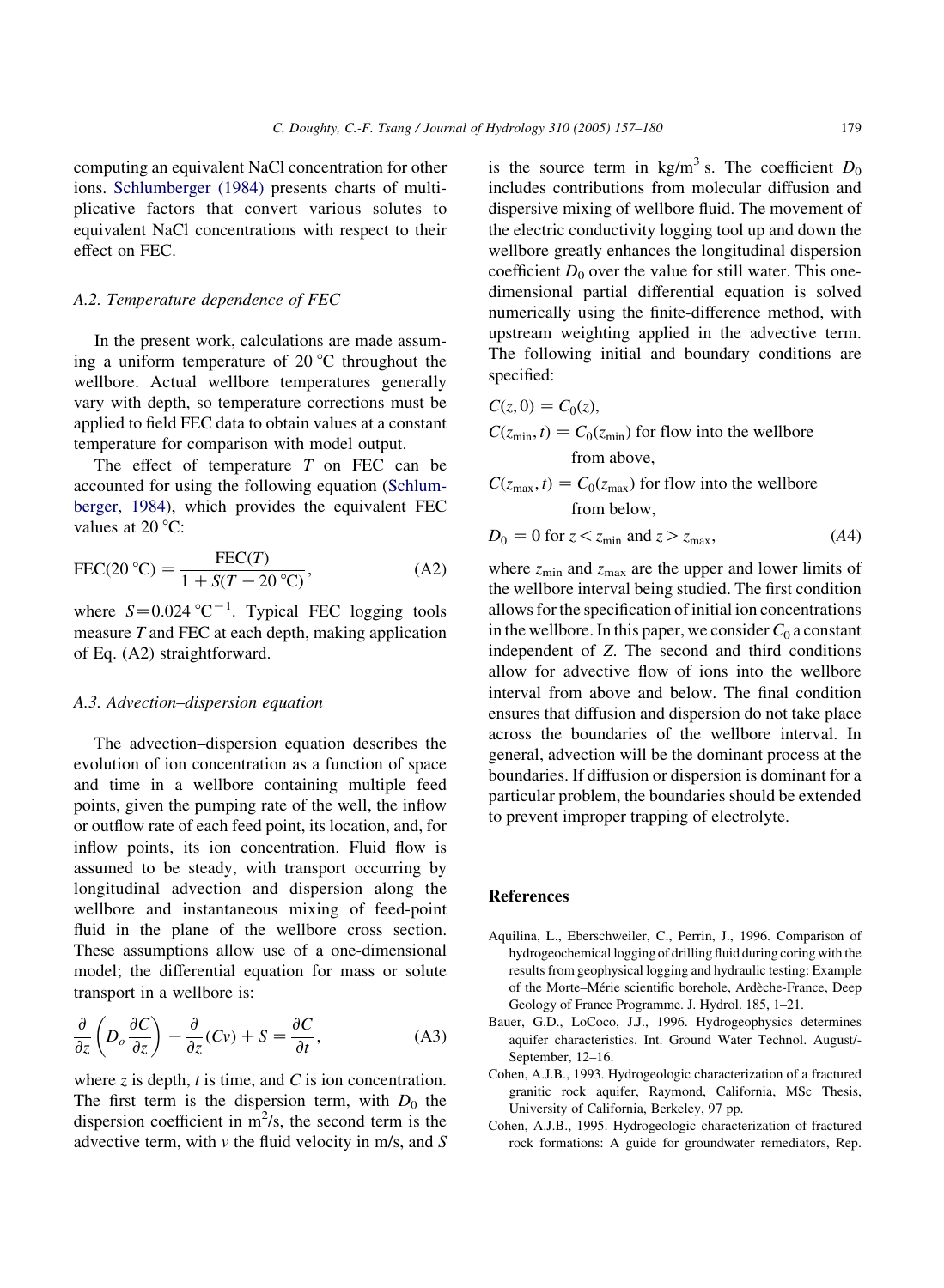computing an equivalent NaCl concentration for other ions. Schlumberger (1984) presents charts of multiplicative factors that convert various solutes to equivalent NaCl concentrations with respect to their effect on FEC.

### A.2. Temperature dependence of FEC

In the present work, calculations are made assuming a uniform temperature of 20 °C throughout the wellbore. Actual wellbore temperatures generally vary with depth, so temperature corrections must be applied to field FEC data to obtain values at a constant temperature for comparison with model output.

The effect of temperature $T$ on FEC can be accounted for using the following equation (Schlumberger, 1984), which provides the equivalent FEC values at 20 °C:

$$\mathrm{FEC}(20\,^{\circ}\mathrm{C}) = \frac{\mathrm{FEC}(T)}{1 + S(T - 20\,^{\circ}\mathrm{C})}, \tag{A2}$$

where $S = 0.024\,^{\circ}\mathrm{C}^{-1}$. Typical FEC logging tools measure $T$ and FEC at each depth, making application of Eq. (A2) straightforward.

### A.3. Advection–dispersion equation

The advection–dispersion equation describes the evolution of ion concentration as a function of space and time in a wellbore containing multiple feed points, given the pumping rate of the well, the inflow or outflow rate of each feed point, its location, and, for inflow points, its ion concentration. Fluid flow is assumed to be steady, with transport occurring by longitudinal advection and dispersion along the wellbore and instantaneous mixing of feed-point fluid in the plane of the wellbore cross section. These assumptions allow use of a one-dimensional model; the differential equation for mass or solute transport in a wellbore is:

$$\frac{\partial}{\partial z}\left(D_o \frac{\partial C}{\partial z}\right) - \frac{\partial}{\partial z}(Cv) + S = \frac{\partial C}{\partial t}, \tag{A3}$$

where $z$ is depth, $t$ is time, and $C$ is ion concentration. The first term is the dispersion term, with $D_0$ the dispersion coefficient in $\mathrm{m}^2/\mathrm{s}$, the second term is the advective term, with $v$ the fluid velocity in m/s, and $S$ is the source term in $\mathrm{kg/m^3\,s}$. The coefficient $D_0$ includes contributions from molecular diffusion and dispersive mixing of wellbore fluid. The movement of the electric conductivity logging tool up and down the wellbore greatly enhances the longitudinal dispersion coefficient $D_0$ over the value for still water. This one-dimensional partial differential equation is solved numerically using the finite-difference method, with upstream weighting applied in the advective term. The following initial and boundary conditions are specified:

$$\begin{aligned}
&C(z,0) = C_0(z),\\
&C(z_{\min},t) = C_0(z_{\min}) \text{ for flow into the wellbore from above},\\
&C(z_{\max},t) = C_0(z_{\max}) \text{ for flow into the wellbore from below},\\
&D_0 = 0 \text{ for } z < z_{\min} \text{ and } z > z_{\max},
\end{aligned} \tag{A4}$$

where $z_{\min}$ and $z_{\max}$ are the upper and lower limits of the wellbore interval being studied. The first condition allows for the specification of initial ion concentrations in the wellbore. In this paper, we consider $C_0$ a constant independent of $Z$. The second and third conditions allow for advective flow of ions into the wellbore interval from above and below. The final condition ensures that diffusion and dispersion do not take place across the boundaries of the wellbore interval. In general, advection will be the dominant process at the boundaries. If diffusion or dispersion is dominant for a particular problem, the boundaries should be extended to prevent improper trapping of electrolyte.

## References

- Aquilina, L., Eberschweiler, C., Perrin, J., 1996. Comparison of hydrogeochemical logging of drilling fluid during coring with the results from geophysical logging and hydraulic testing: Example of the Morte–Mérie scientific borehole, Ardèche-France, Deep Geology of France Programme. J. Hydrol. 185, 1–21.
- Bauer, G.D., LoCoco, J.J., 1996. Hydrogeophysics determines aquifer characteristics. Int. Ground Water Technol. August/-September, 12–16.
- Cohen, A.J.B., 1993. Hydrogeologic characterization of a fractured granitic rock aquifer, Raymond, California, MSc Thesis, University of California, Berkeley, 97 pp.
- Cohen, A.J.B., 1995. Hydrogeologic characterization of fractured rock formations: A guide for groundwater remediators, Rep.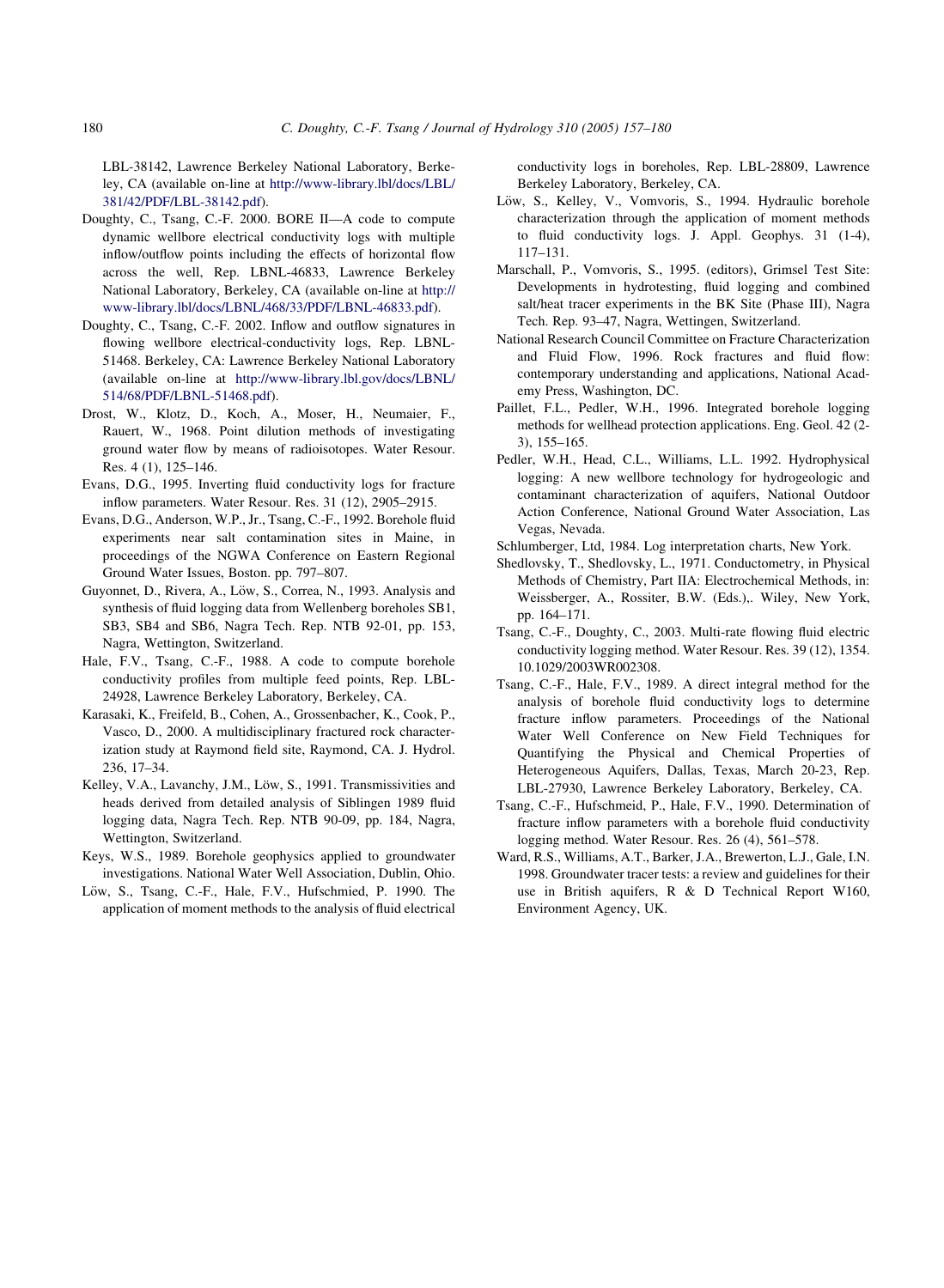LBL-38142, Lawrence Berkeley National Laboratory, Berkeley, CA (available on-line at http://www-library.lbl/docs/LBL/381/42/PDF/LBL-38142.pdf).

Doughty, C., Tsang, C.-F. 2000. BORE II—A code to compute dynamic wellbore electrical conductivity logs with multiple inflow/outflow points including the effects of horizontal flow across the well, Rep. LBNL-46833, Lawrence Berkeley National Laboratory, Berkeley, CA (available on-line at http://www-library.lbl/docs/LBNL/468/33/PDF/LBNL-46833.pdf).

Doughty, C., Tsang, C.-F. 2002. Inflow and outflow signatures in flowing wellbore electrical-conductivity logs, Rep. LBNL-51468. Berkeley, CA: Lawrence Berkeley National Laboratory (available on-line at http://www-library.lbl.gov/docs/LBNL/514/68/PDF/LBNL-51468.pdf).

Drost, W., Klotz, D., Koch, A., Moser, H., Neumaier, F., Rauert, W., 1968. Point dilution methods of investigating ground water flow by means of radioisotopes. Water Resour. Res. 4 (1), 125–146.

Evans, D.G., 1995. Inverting fluid conductivity logs for fracture inflow parameters. Water Resour. Res. 31 (12), 2905–2915.

Evans, D.G., Anderson, W.P., Jr., Tsang, C.-F., 1992. Borehole fluid experiments near salt contamination sites in Maine, in proceedings of the NGWA Conference on Eastern Regional Ground Water Issues, Boston. pp. 797–807.

Guyonnet, D., Rivera, A., Löw, S., Correa, N., 1993. Analysis and synthesis of fluid logging data from Wellenberg boreholes SB1, SB3, SB4 and SB6, Nagra Tech. Rep. NTB 92-01, pp. 153, Nagra, Wettington, Switzerland.

Hale, F.V., Tsang, C.-F., 1988. A code to compute borehole conductivity profiles from multiple feed points, Rep. LBL-24928, Lawrence Berkeley Laboratory, Berkeley, CA.

Karasaki, K., Freifeld, B., Cohen, A., Grossenbacher, K., Cook, P., Vasco, D., 2000. A multidisciplinary fractured rock characterization study at Raymond field site, Raymond, CA. J. Hydrol. 236, 17–34.

Kelley, V.A., Lavanchy, J.M., Löw, S., 1991. Transmissivities and heads derived from detailed analysis of Siblingen 1989 fluid logging data, Nagra Tech. Rep. NTB 90-09, pp. 184, Nagra, Wettington, Switzerland.

Keys, W.S., 1989. Borehole geophysics applied to groundwater investigations. National Water Well Association, Dublin, Ohio.

Löw, S., Tsang, C.-F., Hale, F.V., Hufschmied, P. 1990. The application of moment methods to the analysis of fluid electrical conductivity logs in boreholes, Rep. LBL-28809, Lawrence Berkeley Laboratory, Berkeley, CA.

Löw, S., Kelley, V., Vomvoris, S., 1994. Hydraulic borehole characterization through the application of moment methods to fluid conductivity logs. J. Appl. Geophys. 31 (1-4), 117–131.

Marschall, P., Vomvoris, S., 1995. (editors), Grimsel Test Site: Developments in hydrotesting, fluid logging and combined salt/heat tracer experiments in the BK Site (Phase III), Nagra Tech. Rep. 93–47, Nagra, Wettingen, Switzerland.

National Research Council Committee on Fracture Characterization and Fluid Flow, 1996. Rock fractures and fluid flow: contemporary understanding and applications, National Academy Press, Washington, DC.

Paillet, F.L., Pedler, W.H., 1996. Integrated borehole logging methods for wellhead protection applications. Eng. Geol. 42 (2-3), 155–165.

Pedler, W.H., Head, C.L., Williams, L.L. 1992. Hydrophysical logging: A new wellbore technology for hydrogeologic and contaminant characterization of aquifers, National Outdoor Action Conference, National Ground Water Association, Las Vegas, Nevada.

Schlumberger, Ltd, 1984. Log interpretation charts, New York.

Shedlovsky, T., Shedlovsky, L., 1971. Conductometry, in Physical Methods of Chemistry, Part IIA: Electrochemical Methods, in: Weissberger, A., Rossiter, B.W. (Eds.),. Wiley, New York, pp. 164–171.

Tsang, C.-F., Doughty, C., 2003. Multi-rate flowing fluid electric conductivity logging method. Water Resour. Res. 39 (12), 1354. 10.1029/2003WR002308.

Tsang, C.-F., Hale, F.V., 1989. A direct integral method for the analysis of borehole fluid conductivity logs to determine fracture inflow parameters. Proceedings of the National Water Well Conference on New Field Techniques for Quantifying the Physical and Chemical Properties of Heterogeneous Aquifers, Dallas, Texas, March 20-23, Rep. LBL-27930, Lawrence Berkeley Laboratory, Berkeley, CA.

Tsang, C.-F., Hufschmeid, P., Hale, F.V., 1990. Determination of fracture inflow parameters with a borehole fluid conductivity logging method. Water Resour. Res. 26 (4), 561–578.

Ward, R.S., Williams, A.T., Barker, J.A., Brewerton, L.J., Gale, I.N. 1998. Groundwater tracer tests: a review and guidelines for their use in British aquifers, R & D Technical Report W160, Environment Agency, UK.